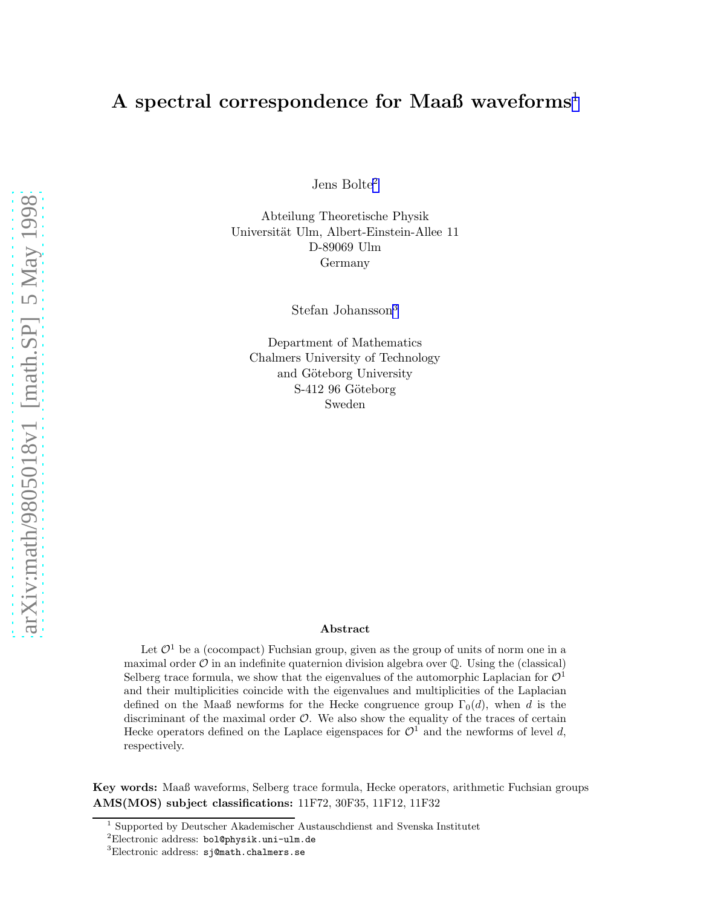# A spectral correspondence for Maaß waveforms[1]

Jens Bolte[2]

Abteilung Theoretische Physik
Universität Ulm, Albert-Einstein-Allee 11
D-89069 Ulm
Germany

Stefan Johansson[3]

Department of Mathematics
Chalmers University of Technology
and Göteborg University
S-412 96 Göteborg
Sweden

### Abstract

Let $\mathcal{O}^1$ be a (cocompact) Fuchsian group, given as the group of units of norm one in a maximal order $\mathcal{O}$ in an indefinite quaternion division algebra over $\mathbb{Q}$. Using the (classical) Selberg trace formula, we show that the eigenvalues of the automorphic Laplacian for $\mathcal{O}^1$ and their multiplicities coincide with the eigenvalues and multiplicities of the Laplacian defined on the Maaß newforms for the Hecke congruence group $\Gamma_0(d)$, when $d$ is the discriminant of the maximal order $\mathcal{O}$. We also show the equality of the traces of certain Hecke operators defined on the Laplace eigenspaces for $\mathcal{O}^1$ and the newforms of level $d$, respectively.

**Key words:** Maaß waveforms, Selberg trace formula, Hecke operators, arithmetic Fuchsian groups
**AMS(MOS) subject classifications:** 11F72, 30F35, 11F12, 11F32

[1] Supported by Deutscher Akademischer Austauschdienst and Svenska Institutet
[2] Electronic address: bol@physik.uni-ulm.de
[3] Electronic address: sj@math.chalmers.se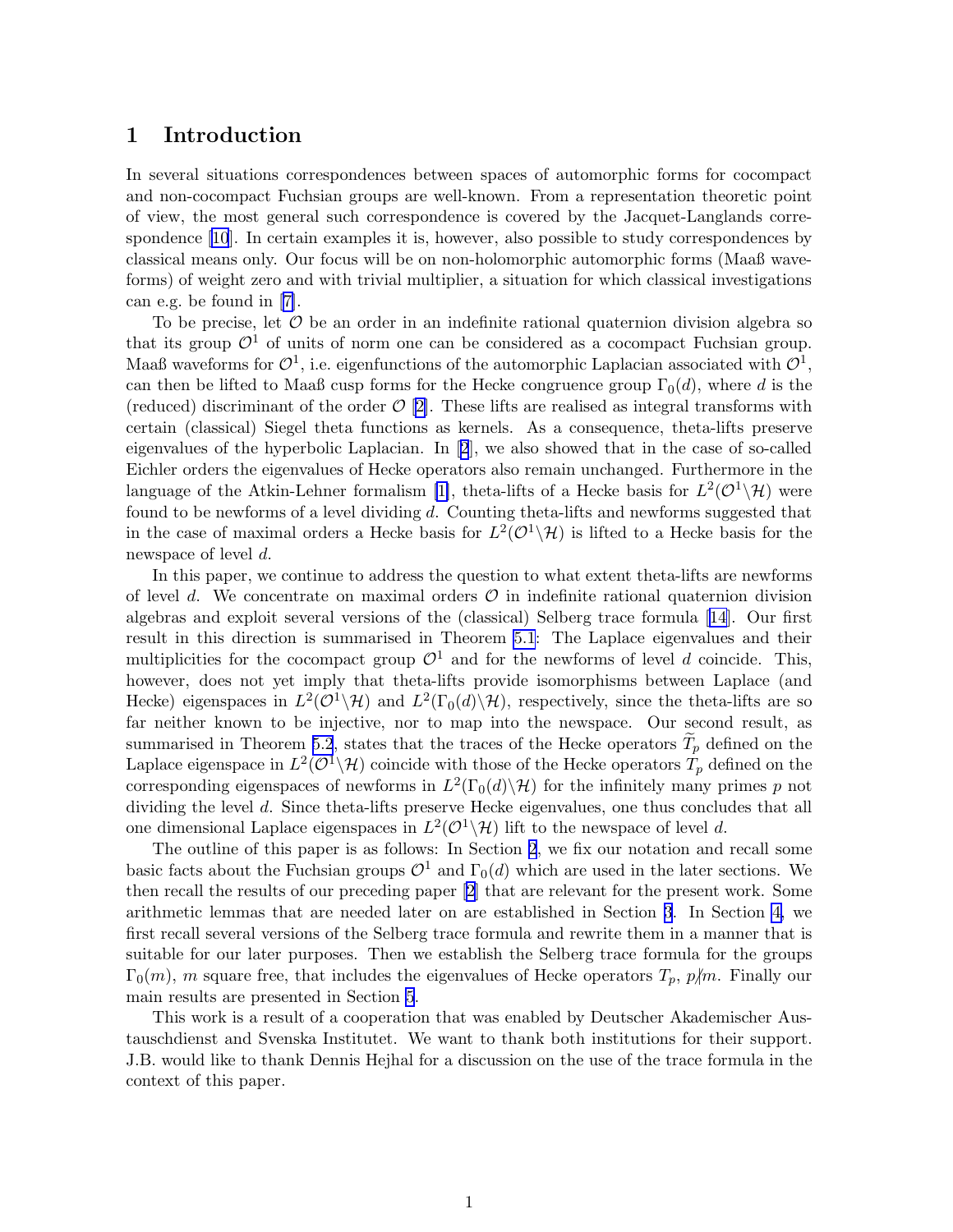## 1 Introduction

In several situations correspondences between spaces of automorphic forms for cocompact and non-cocompact Fuchsian groups are well-known. From a representation theoretic point of view, the most general such correspondence is covered by the Jacquet-Langlands correspondence [10]. In certain examples it is, however, also possible to study correspondences by classical means only. Our focus will be on non-holomorphic automorphic forms (Maaß waveforms) of weight zero and with trivial multiplier, a situation for which classical investigations can e.g. be found in [7].

To be precise, let $\mathcal{O}$ be an order in an indefinite rational quaternion division algebra so that its group $\mathcal{O}^1$ of units of norm one can be considered as a cocompact Fuchsian group. Maaß waveforms for $\mathcal{O}^1$, i.e. eigenfunctions of the automorphic Laplacian associated with $\mathcal{O}^1$, can then be lifted to Maaß cusp forms for the Hecke congruence group $\Gamma_0(d)$, where $d$ is the (reduced) discriminant of the order $\mathcal{O}$ [2]. These lifts are realised as integral transforms with certain (classical) Siegel theta functions as kernels. As a consequence, theta-lifts preserve eigenvalues of the hyperbolic Laplacian. In [2], we also showed that in the case of so-called Eichler orders the eigenvalues of Hecke operators also remain unchanged. Furthermore in the language of the Atkin-Lehner formalism [1], theta-lifts of a Hecke basis for $L^2(\mathcal{O}^1\backslash\mathcal{H})$ were found to be newforms of a level dividing $d$. Counting theta-lifts and newforms suggested that in the case of maximal orders a Hecke basis for $L^2(\mathcal{O}^1\backslash\mathcal{H})$ is lifted to a Hecke basis for the newspace of level $d$.

In this paper, we continue to address the question to what extent theta-lifts are newforms of level $d$. We concentrate on maximal orders $\mathcal{O}$ in indefinite rational quaternion division algebras and exploit several versions of the (classical) Selberg trace formula [14]. Our first result in this direction is summarised in Theorem 5.1: The Laplace eigenvalues and their multiplicities for the cocompact group $\mathcal{O}^1$ and for the newforms of level $d$ coincide. This, however, does not yet imply that theta-lifts provide isomorphisms between Laplace (and Hecke) eigenspaces in $L^2(\mathcal{O}^1\backslash\mathcal{H})$ and $L^2(\Gamma_0(d)\backslash\mathcal{H})$, respectively, since the theta-lifts are so far neither known to be injective, nor to map into the newspace. Our second result, as summarised in Theorem 5.2, states that the traces of the Hecke operators $\widetilde{T}_p$ defined on the Laplace eigenspace in $L^2(\mathcal{O}^1\backslash\mathcal{H})$ coincide with those of the Hecke operators $T_p$ defined on the corresponding eigenspaces of newforms in $L^2(\Gamma_0(d)\backslash\mathcal{H})$ for the infinitely many primes $p$ not dividing the level $d$. Since theta-lifts preserve Hecke eigenvalues, one thus concludes that all one dimensional Laplace eigenspaces in $L^2(\mathcal{O}^1\backslash\mathcal{H})$ lift to the newspace of level $d$.

The outline of this paper is as follows: In Section 2, we fix our notation and recall some basic facts about the Fuchsian groups $\mathcal{O}^1$ and $\Gamma_0(d)$ which are used in the later sections. We then recall the results of our preceding paper [2] that are relevant for the present work. Some arithmetic lemmas that are needed later on are established in Section 3. In Section 4, we first recall several versions of the Selberg trace formula and rewrite them in a manner that is suitable for our later purposes. Then we establish the Selberg trace formula for the groups $\Gamma_0(m)$, $m$ square free, that includes the eigenvalues of Hecke operators $T_p$, $p \nmid m$. Finally our main results are presented in Section 5.

This work is a result of a cooperation that was enabled by Deutscher Akademischer Austauschdienst and Svenska Institutet. We want to thank both institutions for their support. J.B. would like to thank Dennis Hejhal for a discussion on the use of the trace formula in the context of this paper.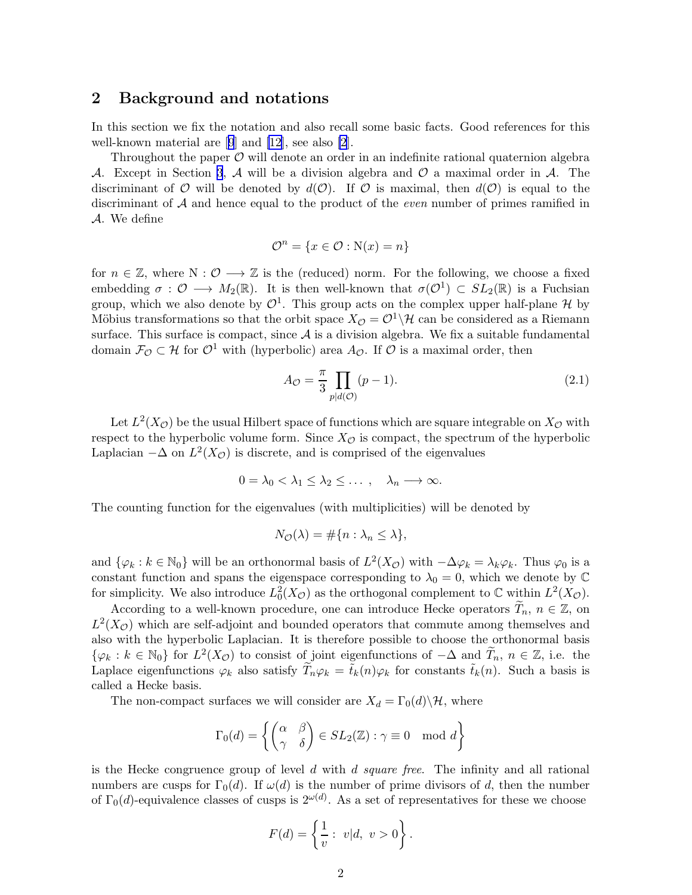## 2 Background and notations

In this section we fix the notation and also recall some basic facts. Good references for this well-known material are [9] and [12], see also [2].

Throughout the paper $\mathcal{O}$ will denote an order in an indefinite rational quaternion algebra $\mathcal{A}$. Except in Section 3, $\mathcal{A}$ will be a division algebra and $\mathcal{O}$ a maximal order in $\mathcal{A}$. The discriminant of $\mathcal{O}$ will be denoted by $d(\mathcal{O})$. If $\mathcal{O}$ is maximal, then $d(\mathcal{O})$ is equal to the discriminant of $\mathcal{A}$ and hence equal to the product of the *even* number of primes ramified in $\mathcal{A}$. We define

$$\mathcal{O}^n = \{x \in \mathcal{O} : \mathrm{N}(x) = n\}$$

for $n \in \mathbb{Z}$, where $\mathrm{N} : \mathcal{O} \longrightarrow \mathbb{Z}$ is the (reduced) norm. For the following, we choose a fixed embedding $\sigma : \mathcal{O} \longrightarrow M_2(\mathbb{R})$. It is then well-known that $\sigma(\mathcal{O}^1) \subset SL_2(\mathbb{R})$ is a Fuchsian group, which we also denote by $\mathcal{O}^1$. This group acts on the complex upper half-plane $\mathcal{H}$ by Möbius transformations so that the orbit space $X_{\mathcal{O}} = \mathcal{O}^1\backslash\mathcal{H}$ can be considered as a Riemann surface. This surface is compact, since $\mathcal{A}$ is a division algebra. We fix a suitable fundamental domain $\mathcal{F}_{\mathcal{O}} \subset \mathcal{H}$ for $\mathcal{O}^1$ with (hyperbolic) area $A_{\mathcal{O}}$. If $\mathcal{O}$ is a maximal order, then

$$A_{\mathcal{O}} = \frac{\pi}{3} \prod_{p|d(\mathcal{O})} (p-1). \tag{2.1}$$

Let $L^2(X_{\mathcal{O}})$ be the usual Hilbert space of functions which are square integrable on $X_{\mathcal{O}}$ with respect to the hyperbolic volume form. Since $X_{\mathcal{O}}$ is compact, the spectrum of the hyperbolic Laplacian $-\Delta$ on $L^2(X_{\mathcal{O}})$ is discrete, and is comprised of the eigenvalues

$$0 = \lambda_0 < \lambda_1 \leq \lambda_2 \leq \ldots\ , \quad \lambda_n \longrightarrow \infty.$$

The counting function for the eigenvalues (with multiplicities) will be denoted by

$$N_{\mathcal{O}}(\lambda) = \#\{n : \lambda_n \leq \lambda\},$$

and $\{\varphi_k : k \in \mathbb{N}_0\}$ will be an orthonormal basis of $L^2(X_{\mathcal{O}})$ with $-\Delta\varphi_k = \lambda_k\varphi_k$. Thus $\varphi_0$ is a constant function and spans the eigenspace corresponding to $\lambda_0 = 0$, which we denote by $\mathbb{C}$ for simplicity. We also introduce $L^2_0(X_{\mathcal{O}})$ as the orthogonal complement to $\mathbb{C}$ within $L^2(X_{\mathcal{O}})$.

According to a well-known procedure, one can introduce Hecke operators $\widetilde{T}_n$, $n \in \mathbb{Z}$, on $L^2(X_{\mathcal{O}})$ which are self-adjoint and bounded operators that commute among themselves and also with the hyperbolic Laplacian. It is therefore possible to choose the orthonormal basis $\{\varphi_k : k \in \mathbb{N}_0\}$ for $L^2(X_{\mathcal{O}})$ to consist of joint eigenfunctions of $-\Delta$ and $\widetilde{T}_n$, $n \in \mathbb{Z}$, i.e. the Laplace eigenfunctions $\varphi_k$ also satisfy $\widetilde{T}_n\varphi_k = \tilde{t}_k(n)\varphi_k$ for constants $\tilde{t}_k(n)$. Such a basis is called a Hecke basis.

The non-compact surfaces we will consider are $X_d = \Gamma_0(d)\backslash\mathcal{H}$, where

$$\Gamma_0(d) = \left\{ \begin{pmatrix} \alpha & \beta \\ \gamma & \delta \end{pmatrix} \in SL_2(\mathbb{Z}) : \gamma \equiv 0 \mod d \right\}$$

is the Hecke congruence group of level $d$ with *$d$ square free*. The infinity and all rational numbers are cusps for $\Gamma_0(d)$. If $\omega(d)$ is the number of prime divisors of $d$, then the number of $\Gamma_0(d)$-equivalence classes of cusps is $2^{\omega(d)}$. As a set of representatives for these we choose

$$F(d) = \left\{ \frac{1}{v} :\ v|d,\ v > 0 \right\}.$$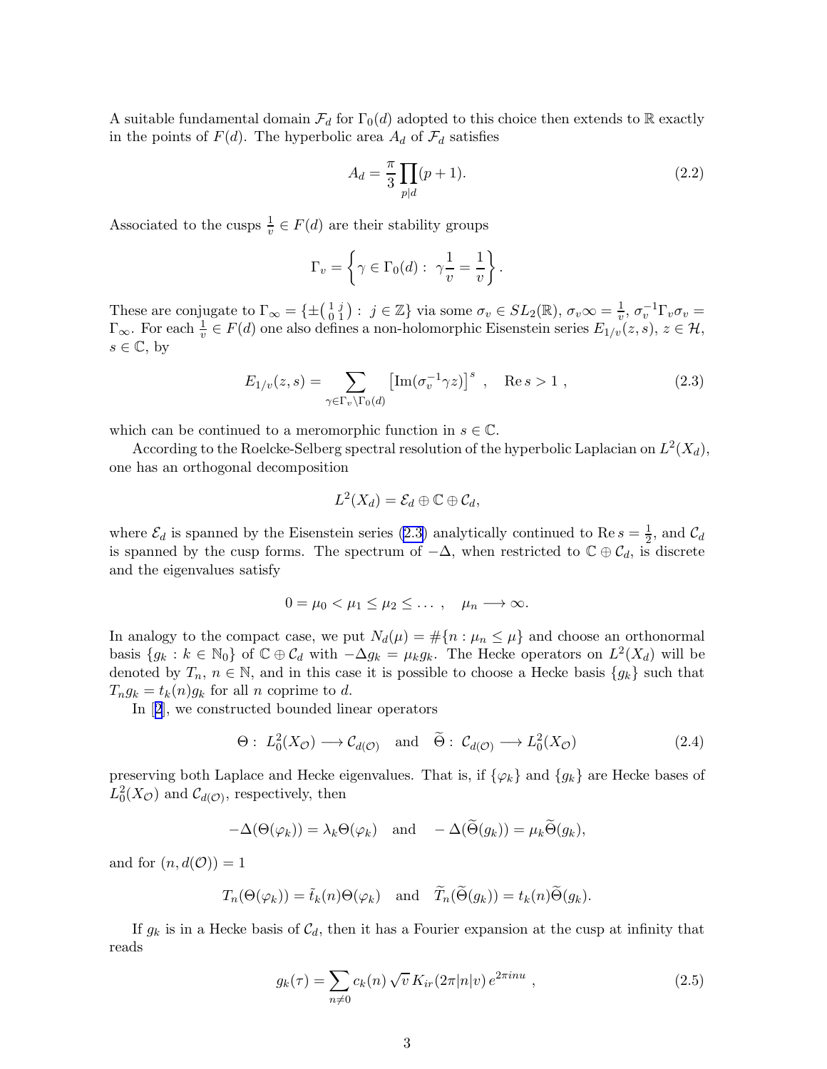A suitable fundamental domain $\mathcal{F}_d$ for $\Gamma_0(d)$ adopted to this choice then extends to $\mathbb{R}$ exactly in the points of $F(d)$. The hyperbolic area $A_d$ of $\mathcal{F}_d$ satisfies

$$A_d = \frac{\pi}{3} \prod_{p|d} (p+1). \tag{2.2}$$

Associated to the cusps $\frac{1}{v} \in F(d)$ are their stability groups

$$\Gamma_v = \left\{ \gamma \in \Gamma_0(d) : \ \gamma \frac{1}{v} = \frac{1}{v} \right\}.$$

These are conjugate to $\Gamma_\infty = \{ \pm \left( \begin{smallmatrix} 1 & j \\ 0 & 1 \end{smallmatrix} \right) : \ j \in \mathbb{Z} \}$ via some $\sigma_v \in SL_2(\mathbb{R})$, $\sigma_v \infty = \frac{1}{v}$, $\sigma_v^{-1} \Gamma_v \sigma_v = \Gamma_\infty$. For each $\frac{1}{v} \in F(d)$ one also defines a non-holomorphic Eisenstein series $E_{1/v}(z,s)$, $z \in \mathcal{H}$, $s \in \mathbb{C}$, by

$$E_{1/v}(z,s) = \sum_{\gamma \in \Gamma_v \backslash \Gamma_0(d)} \left[ \operatorname{Im}(\sigma_v^{-1} \gamma z) \right]^s \ , \quad \operatorname{Re} s > 1 \ , \tag{2.3}$$

which can be continued to a meromorphic function in $s \in \mathbb{C}$.

According to the Roelcke-Selberg spectral resolution of the hyperbolic Laplacian on $L^2(X_d)$, one has an orthogonal decomposition

$$L^2(X_d) = \mathcal{E}_d \oplus \mathbb{C} \oplus \mathcal{C}_d,$$

where $\mathcal{E}_d$ is spanned by the Eisenstein series (2.3) analytically continued to $\operatorname{Re} s = \frac{1}{2}$, and $\mathcal{C}_d$ is spanned by the cusp forms. The spectrum of $-\Delta$, when restricted to $\mathbb{C} \oplus \mathcal{C}_d$, is discrete and the eigenvalues satisfy

$$0 = \mu_0 < \mu_1 \leq \mu_2 \leq \dots \ , \quad \mu_n \longrightarrow \infty.$$

In analogy to the compact case, we put $N_d(\mu) = \#\{n : \mu_n \leq \mu\}$ and choose an orthonormal basis $\{g_k : k \in \mathbb{N}_0\}$ of $\mathbb{C} \oplus \mathcal{C}_d$ with $-\Delta g_k = \mu_k g_k$. The Hecke operators on $L^2(X_d)$ will be denoted by $T_n$, $n \in \mathbb{N}$, and in this case it is possible to choose a Hecke basis $\{g_k\}$ such that $T_n g_k = t_k(n) g_k$ for all $n$ coprime to $d$.

In [2], we constructed bounded linear operators

$$\Theta : \ L_0^2(X_{\mathcal{O}}) \longrightarrow \mathcal{C}_{d(\mathcal{O})} \quad \text{and} \quad \widetilde{\Theta} : \ \mathcal{C}_{d(\mathcal{O})} \longrightarrow L_0^2(X_{\mathcal{O}}) \tag{2.4}$$

preserving both Laplace and Hecke eigenvalues. That is, if $\{\varphi_k\}$ and $\{g_k\}$ are Hecke bases of $L_0^2(X_{\mathcal{O}})$ and $\mathcal{C}_{d(\mathcal{O})}$, respectively, then

$$-\Delta(\Theta(\varphi_k)) = \lambda_k \Theta(\varphi_k) \quad \text{and} \quad -\Delta(\widetilde{\Theta}(g_k)) = \mu_k \widetilde{\Theta}(g_k),$$

and for $(n, d(\mathcal{O})) = 1$

$$T_n(\Theta(\varphi_k)) = \tilde{t}_k(n) \Theta(\varphi_k) \quad \text{and} \quad \widetilde{T}_n(\widetilde{\Theta}(g_k)) = t_k(n) \widetilde{\Theta}(g_k).$$

If $g_k$ is in a Hecke basis of $\mathcal{C}_d$, then it has a Fourier expansion at the cusp at infinity that reads

$$g_k(\tau) = \sum_{n \neq 0} c_k(n) \sqrt{v} \, K_{ir}(2\pi |n| v) \, e^{2\pi i n u} \ , \tag{2.5}$$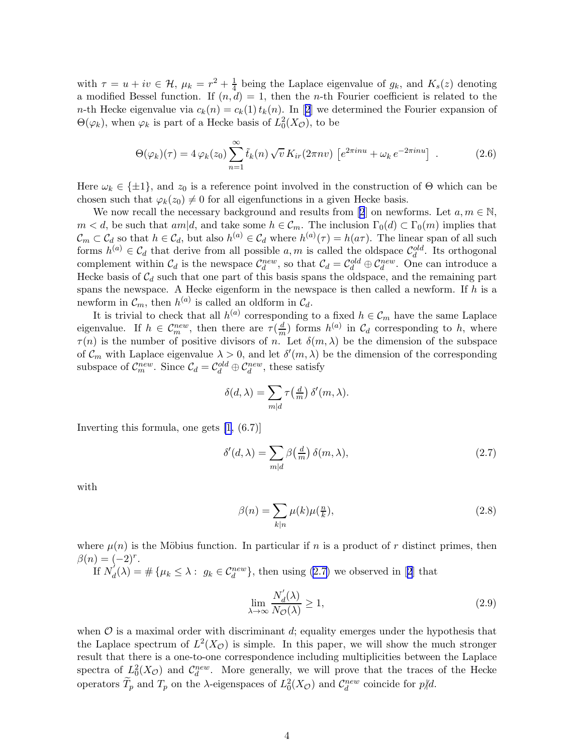with $\tau = u + iv \in \mathcal{H}$, $\mu_k = r^2 + \frac{1}{4}$ being the Laplace eigenvalue of $g_k$, and $K_s(z)$ denoting a modified Bessel function. If $(n, d) = 1$, then the $n$-th Fourier coefficient is related to the $n$-th Hecke eigenvalue via $c_k(n) = c_k(1)\, t_k(n)$. In [2] we determined the Fourier expansion of $\Theta(\varphi_k)$, when $\varphi_k$ is part of a Hecke basis of $L^2_0(X_\mathcal{O})$, to be

$$\Theta(\varphi_k)(\tau) = 4\,\varphi_k(z_0) \sum_{n=1}^{\infty} \tilde{t}_k(n)\,\sqrt{v}\,K_{ir}(2\pi n v)\,\left[e^{2\pi i n u} + \omega_k\, e^{-2\pi i n u}\right]\;. \tag{2.6}$$

Here $\omega_k \in \{\pm 1\}$, and $z_0$ is a reference point involved in the construction of $\Theta$ which can be chosen such that $\varphi_k(z_0) \neq 0$ for all eigenfunctions in a given Hecke basis.

We now recall the necessary background and results from [2] on newforms. Let $a, m \in \mathbb{N}$, $m < d$, be such that $am|d$, and take some $h \in \mathcal{C}_m$. The inclusion $\Gamma_0(d) \subset \Gamma_0(m)$ implies that $\mathcal{C}_m \subset \mathcal{C}_d$ so that $h \in \mathcal{C}_d$, but also $h^{(a)} \in \mathcal{C}_d$ where $h^{(a)}(\tau) = h(a\tau)$. The linear span of all such forms $h^{(a)} \in \mathcal{C}_d$ that derive from all possible $a, m$ is called the oldspace $\mathcal{C}_d^{old}$. Its orthogonal complement within $\mathcal{C}_d$ is the newspace $\mathcal{C}_d^{new}$, so that $\mathcal{C}_d = \mathcal{C}_d^{old} \oplus \mathcal{C}_d^{new}$. One can introduce a Hecke basis of $\mathcal{C}_d$ such that one part of this basis spans the oldspace, and the remaining part spans the newspace. A Hecke eigenform in the newspace is then called a newform. If $h$ is a newform in $\mathcal{C}_m$, then $h^{(a)}$ is called an oldform in $\mathcal{C}_d$.

It is trivial to check that all $h^{(a)}$ corresponding to a fixed $h \in \mathcal{C}_m$ have the same Laplace eigenvalue. If $h \in \mathcal{C}_m^{new}$, then there are $\tau(\frac{d}{m})$ forms $h^{(a)}$ in $\mathcal{C}_d$ corresponding to $h$, where $\tau(n)$ is the number of positive divisors of $n$. Let $\delta(m, \lambda)$ be the dimension of the subspace of $\mathcal{C}_m$ with Laplace eigenvalue $\lambda > 0$, and let $\delta'(m, \lambda)$ be the dimension of the corresponding subspace of $\mathcal{C}_m^{new}$. Since $\mathcal{C}_d = \mathcal{C}_d^{old} \oplus \mathcal{C}_d^{new}$, these satisfy

$$\delta(d, \lambda) = \sum_{m|d} \tau\big(\tfrac{d}{m}\big)\, \delta'(m, \lambda).$$

Inverting this formula, one gets [1, (6.7)]

$$\delta'(d, \lambda) = \sum_{m|d} \beta\big(\tfrac{d}{m}\big)\, \delta(m, \lambda), \tag{2.7}$$

with

$$\beta(n) = \sum_{k|n} \mu(k)\mu(\tfrac{n}{k}), \tag{2.8}$$

where $\mu(n)$ is the Möbius function. In particular if $n$ is a product of $r$ distinct primes, then $\beta(n) = (-2)^r$.

If $N_d^{'}(\lambda) = \#\{\mu_k \leq \lambda : \; g_k \in \mathcal{C}_d^{new}\}$, then using (2.7) we observed in [2] that

$$\lim_{\lambda \to \infty} \frac{N_d^{'}(\lambda)}{N_\mathcal{O}(\lambda)} \geq 1, \tag{2.9}$$

when $\mathcal{O}$ is a maximal order with discriminant $d$; equality emerges under the hypothesis that the Laplace spectrum of $L^2(X_\mathcal{O})$ is simple. In this paper, we will show the much stronger result that there is a one-to-one correspondence including multiplicities between the Laplace spectra of $L^2_0(X_\mathcal{O})$ and $\mathcal{C}_d^{new}$. More generally, we will prove that the traces of the Hecke operators $\widetilde{T}_p$ and $T_p$ on the $\lambda$-eigenspaces of $L^2_0(X_\mathcal{O})$ and $\mathcal{C}_d^{new}$ coincide for $p \nmid d$.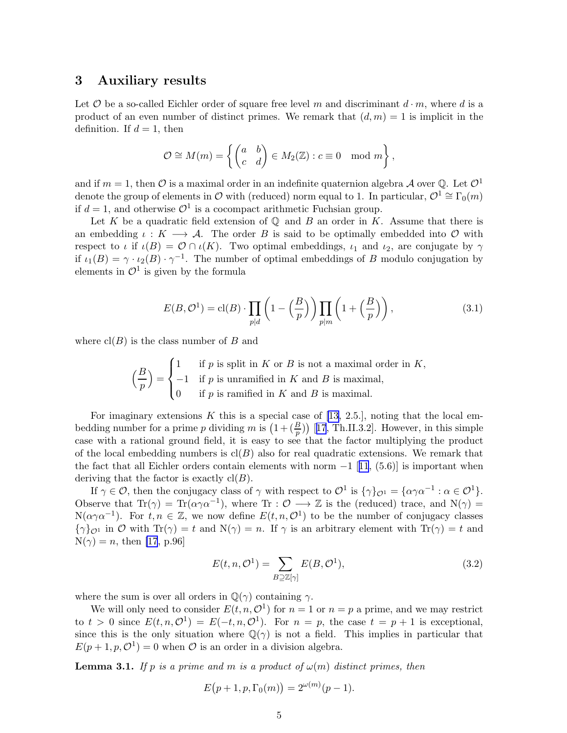## 3 Auxiliary results

Let $\mathcal{O}$ be a so-called Eichler order of square free level $m$ and discriminant $d \cdot m$, where $d$ is a product of an even number of distinct primes. We remark that $(d, m) = 1$ is implicit in the definition. If $d = 1$, then

$$\mathcal{O} \cong M(m) = \left\{ \begin{pmatrix} a & b \\ c & d \end{pmatrix} \in M_2(\mathbb{Z}) : c \equiv 0 \mod m \right\},$$

and if $m = 1$, then $\mathcal{O}$ is a maximal order in an indefinite quaternion algebra $\mathcal{A}$ over $\mathbb{Q}$. Let $\mathcal{O}^1$ denote the group of elements in $\mathcal{O}$ with (reduced) norm equal to 1. In particular, $\mathcal{O}^1 \cong \Gamma_0(m)$ if $d = 1$, and otherwise $\mathcal{O}^1$ is a cocompact arithmetic Fuchsian group.

Let $K$ be a quadratic field extension of $\mathbb{Q}$ and $B$ an order in $K$. Assume that there is an embedding $\iota : K \longrightarrow \mathcal{A}$. The order $B$ is said to be optimally embedded into $\mathcal{O}$ with respect to $\iota$ if $\iota(B) = \mathcal{O} \cap \iota(K)$. Two optimal embeddings, $\iota_1$ and $\iota_2$, are conjugate by $\gamma$ if $\iota_1(B) = \gamma \cdot \iota_2(B) \cdot \gamma^{-1}$. The number of optimal embeddings of $B$ modulo conjugation by elements in $\mathcal{O}^1$ is given by the formula

$$E(B, \mathcal{O}^1) = \mathrm{cl}(B) \cdot \prod_{p|d} \left(1 - \left(\frac{B}{p}\right)\right) \prod_{p|m} \left(1 + \left(\frac{B}{p}\right)\right), \tag{3.1}$$

where $\mathrm{cl}(B)$ is the class number of $B$ and

$$\left(\frac{B}{p}\right) = \begin{cases} 1 & \text{if } p \text{ is split in } K \text{ or } B \text{ is not a maximal order in } K, \\ -1 & \text{if } p \text{ is unramified in } K \text{ and } B \text{ is maximal}, \\ 0 & \text{if } p \text{ is ramified in } K \text{ and } B \text{ is maximal}. \end{cases}$$

For imaginary extensions $K$ this is a special case of [13, 2.5.], noting that the local embedding number for a prime $p$ dividing $m$ is $\left(1 + \left(\frac{B}{p}\right)\right)$ [17, Th.II.3.2]. However, in this simple case with a rational ground field, it is easy to see that the factor multiplying the product of the local embedding numbers is $\mathrm{cl}(B)$ also for real quadratic extensions. We remark that the fact that all Eichler orders contain elements with norm $-1$ [11, (5.6)] is important when deriving that the factor is exactly $\mathrm{cl}(B)$.

If $\gamma \in \mathcal{O}$, then the conjugacy class of $\gamma$ with respect to $\mathcal{O}^1$ is $\{\gamma\}_{\mathcal{O}^1} = \{\alpha\gamma\alpha^{-1} : \alpha \in \mathcal{O}^1\}$. Observe that $\mathrm{Tr}(\gamma) = \mathrm{Tr}(\alpha\gamma\alpha^{-1})$, where $\mathrm{Tr} : \mathcal{O} \longrightarrow \mathbb{Z}$ is the (reduced) trace, and $\mathrm{N}(\gamma) = \mathrm{N}(\alpha\gamma\alpha^{-1})$. For $t, n \in \mathbb{Z}$, we now define $E(t, n, \mathcal{O}^1)$ to be the number of conjugacy classes $\{\gamma\}_{\mathcal{O}^1}$ in $\mathcal{O}$ with $\mathrm{Tr}(\gamma) = t$ and $\mathrm{N}(\gamma) = n$. If $\gamma$ is an arbitrary element with $\mathrm{Tr}(\gamma) = t$ and $\mathrm{N}(\gamma) = n$, then [17, p.96]

$$E(t, n, \mathcal{O}^1) = \sum_{B \supseteq \mathbb{Z}[\gamma]} E(B, \mathcal{O}^1), \tag{3.2}$$

where the sum is over all orders in $\mathbb{Q}(\gamma)$ containing $\gamma$.

We will only need to consider $E(t, n, \mathcal{O}^1)$ for $n = 1$ or $n = p$ a prime, and we may restrict to $t > 0$ since $E(t, n, \mathcal{O}^1) = E(-t, n, \mathcal{O}^1)$. For $n = p$, the case $t = p + 1$ is exceptional, since this is the only situation where $\mathbb{Q}(\gamma)$ is not a field. This implies in particular that $E(p + 1, p, \mathcal{O}^1) = 0$ when $\mathcal{O}$ is an order in a division algebra.

**Lemma 3.1.** *If $p$ is a prime and $m$ is a product of $\omega(m)$ distinct primes, then*

$$E\big(p + 1, p, \Gamma_0(m)\big) = 2^{\omega(m)}(p - 1).$$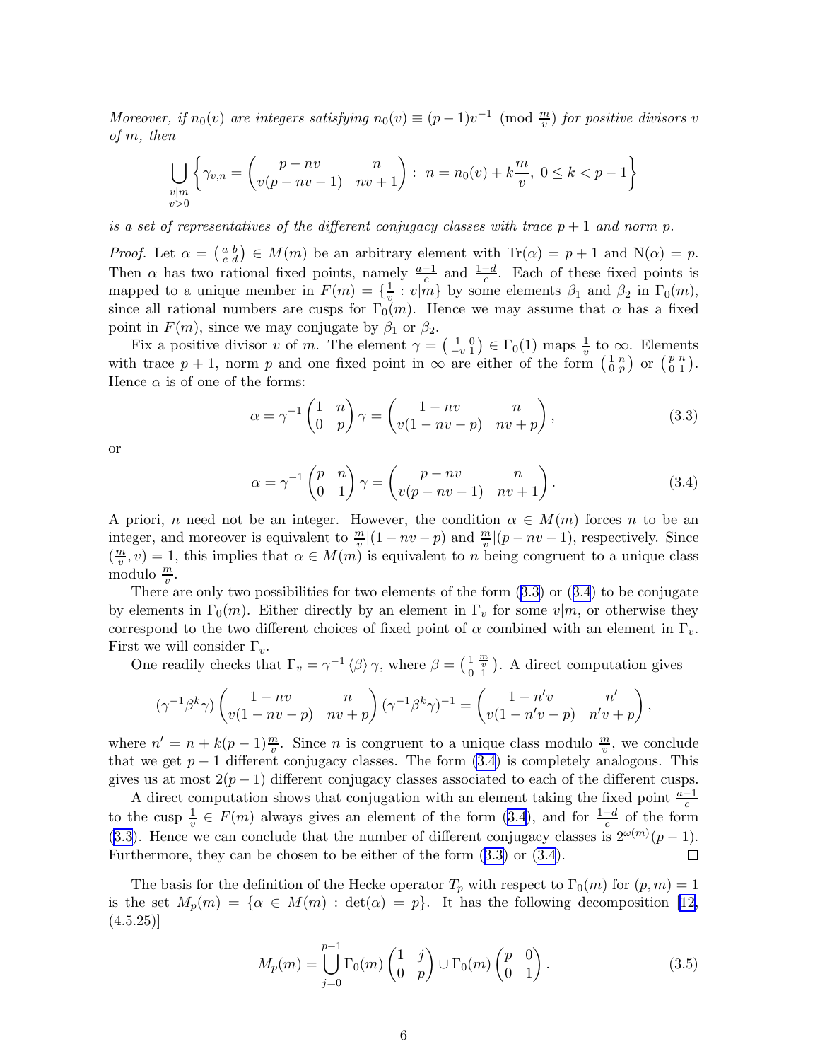*Moreover, if $n_0(v)$ are integers satisfying $n_0(v) \equiv (p-1)v^{-1} \pmod{\frac{m}{v}}$ for positive divisors $v$ of $m$, then*

$$\bigcup_{\substack{v|m \\ v>0}} \left\{ \gamma_{v,n} = \begin{pmatrix} p - nv & n \\ v(p-nv-1) & nv+1 \end{pmatrix} : \; n = n_0(v) + k\frac{m}{v}, \; 0 \le k < p-1 \right\}$$

*is a set of representatives of the different conjugacy classes with trace $p+1$ and norm $p$.*

*Proof.* Let $\alpha = \left(\begin{smallmatrix} a & b \\ c & d \end{smallmatrix}\right) \in M(m)$ be an arbitrary element with $\mathrm{Tr}(\alpha) = p+1$ and $\mathrm{N}(\alpha) = p$. Then $\alpha$ has two rational fixed points, namely $\frac{a-1}{c}$ and $\frac{1-d}{c}$. Each of these fixed points is mapped to a unique member in $F(m) = \{\frac{1}{v} : v|m\}$ by some elements $\beta_1$ and $\beta_2$ in $\Gamma_0(m)$, since all rational numbers are cusps for $\Gamma_0(m)$. Hence we may assume that $\alpha$ has a fixed point in $F(m)$, since we may conjugate by $\beta_1$ or $\beta_2$.

Fix a positive divisor $v$ of $m$. The element $\gamma = \left(\begin{smallmatrix} 1 & 0 \\ -v & 1 \end{smallmatrix}\right) \in \Gamma_0(1)$ maps $\frac{1}{v}$ to $\infty$. Elements with trace $p+1$, norm $p$ and one fixed point in $\infty$ are either of the form $\left(\begin{smallmatrix} 1 & n \\ 0 & p \end{smallmatrix}\right)$ or $\left(\begin{smallmatrix} p & n \\ 0 & 1 \end{smallmatrix}\right)$. Hence $\alpha$ is of one of the forms:

$$\alpha = \gamma^{-1} \begin{pmatrix} 1 & n \\ 0 & p \end{pmatrix} \gamma = \begin{pmatrix} 1 - nv & n \\ v(1-nv-p) & nv+p \end{pmatrix}, \tag{3.3}$$

or

$$\alpha = \gamma^{-1} \begin{pmatrix} p & n \\ 0 & 1 \end{pmatrix} \gamma = \begin{pmatrix} p - nv & n \\ v(p-nv-1) & nv+1 \end{pmatrix}. \tag{3.4}$$

A priori, $n$ need not be an integer. However, the condition $\alpha \in M(m)$ forces $n$ to be an integer, and moreover is equivalent to $\frac{m}{v} | (1 - nv - p)$ and $\frac{m}{v} | (p - nv - 1)$, respectively. Since $(\frac{m}{v}, v) = 1$, this implies that $\alpha \in M(m)$ is equivalent to $n$ being congruent to a unique class modulo $\frac{m}{v}$.

There are only two possibilities for two elements of the form (3.3) or (3.4) to be conjugate by elements in $\Gamma_0(m)$. Either directly by an element in $\Gamma_v$ for some $v|m$, or otherwise they correspond to the two different choices of fixed point of $\alpha$ combined with an element in $\Gamma_v$. First we will consider $\Gamma_v$.

One readily checks that $\Gamma_v = \gamma^{-1} \langle \beta \rangle \gamma$, where $\beta = \left(\begin{smallmatrix} 1 & \frac{m}{v} \\ 0 & 1 \end{smallmatrix}\right)$. A direct computation gives

$$(\gamma^{-1}\beta^k\gamma) \begin{pmatrix} 1 - nv & n \\ v(1-nv-p) & nv+p \end{pmatrix} (\gamma^{-1}\beta^k\gamma)^{-1} = \begin{pmatrix} 1 - n'v & n' \\ v(1-n'v-p) & n'v+p \end{pmatrix},$$

where $n' = n + k(p-1)\frac{m}{v}$. Since $n$ is congruent to a unique class modulo $\frac{m}{v}$, we conclude that we get $p-1$ different conjugacy classes. The form (3.4) is completely analogous. This gives us at most $2(p-1)$ different conjugacy classes associated to each of the different cusps.

A direct computation shows that conjugation with an element taking the fixed point $\frac{a-1}{c}$ to the cusp $\frac{1}{v} \in F(m)$ always gives an element of the form (3.4), and for $\frac{1-d}{c}$ of the form (3.3). Hence we can conclude that the number of different conjugacy classes is $2^{\omega(m)}(p-1)$. Furthermore, they can be chosen to be either of the form (3.3) or (3.4). $\square$

The basis for the definition of the Hecke operator $T_p$ with respect to $\Gamma_0(m)$ for $(p,m) = 1$ is the set $M_p(m) = \{\alpha \in M(m) : \det(\alpha) = p\}$. It has the following decomposition [12, (4.5.25)]

$$M_p(m) = \bigcup_{j=0}^{p-1} \Gamma_0(m) \begin{pmatrix} 1 & j \\ 0 & p \end{pmatrix} \cup \Gamma_0(m) \begin{pmatrix} p & 0 \\ 0 & 1 \end{pmatrix}. \tag{3.5}$$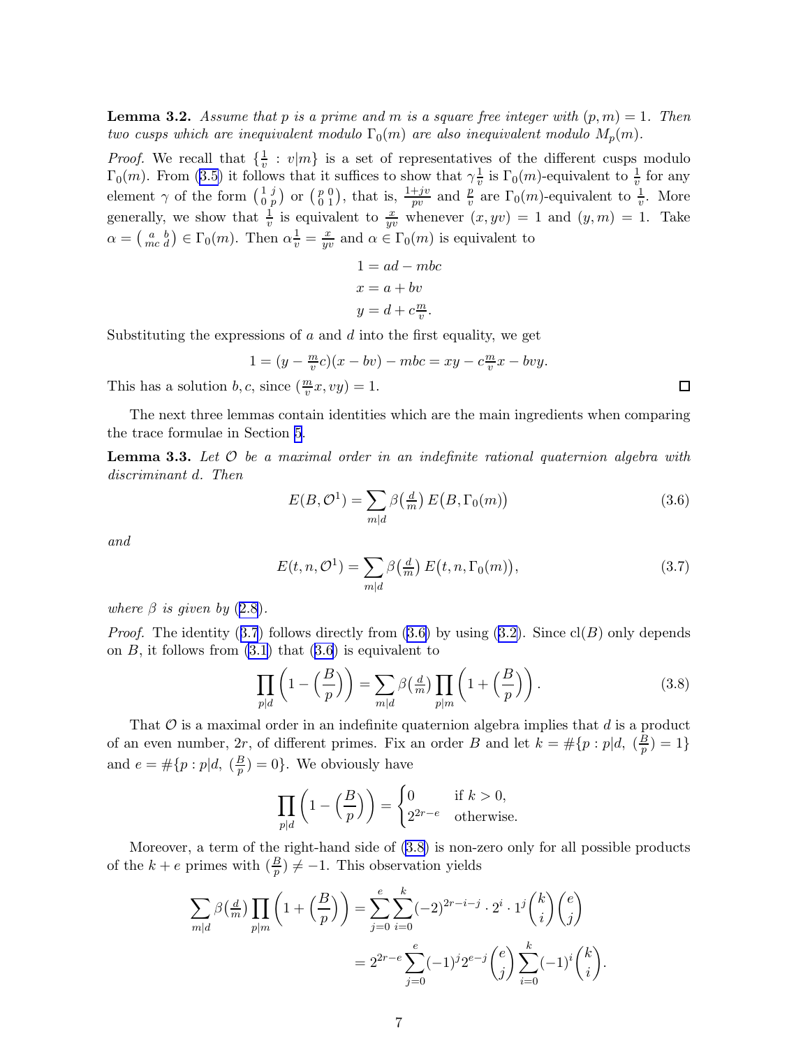**Lemma 3.2.** *Assume that $p$ is a prime and $m$ is a square free integer with $(p,m)=1$. Then two cusps which are inequivalent modulo $\Gamma_0(m)$ are also inequivalent modulo $M_p(m)$.*

*Proof.* We recall that $\{\frac{1}{v} : v|m\}$ is a set of representatives of the different cusps modulo $\Gamma_0(m)$. From (3.5) it follows that it suffices to show that $\gamma\frac{1}{v}$ is $\Gamma_0(m)$-equivalent to $\frac{1}{v}$ for any element $\gamma$ of the form $\left(\begin{smallmatrix} 1 & j \\ 0 & p \end{smallmatrix}\right)$ or $\left(\begin{smallmatrix} p & 0 \\ 0 & 1 \end{smallmatrix}\right)$, that is, $\frac{1+jv}{pv}$ and $\frac{p}{v}$ are $\Gamma_0(m)$-equivalent to $\frac{1}{v}$. More generally, we show that $\frac{1}{v}$ is equivalent to $\frac{x}{yv}$ whenever $(x, yv)=1$ and $(y,m)=1$. Take $\alpha = \left(\begin{smallmatrix} a & b \\ mc & d \end{smallmatrix}\right) \in \Gamma_0(m)$. Then $\alpha\frac{1}{v} = \frac{x}{yv}$ and $\alpha \in \Gamma_0(m)$ is equivalent to

$$
\begin{aligned}
1 &= ad - mbc \\
x &= a + bv \\
y &= d + c\tfrac{m}{v}.
\end{aligned}
$$

Substituting the expressions of $a$ and $d$ into the first equality, we get

$$
1 = (y - \tfrac{m}{v}c)(x - bv) - mbc = xy - c\tfrac{m}{v}x - bvy.
$$

This has a solution $b, c$, since $(\frac{m}{v}x, vy) = 1$. $\square$

The next three lemmas contain identities which are the main ingredients when comparing the trace formulae in Section 5.

**Lemma 3.3.** *Let $\mathcal{O}$ be a maximal order in an indefinite rational quaternion algebra with discriminant $d$. Then*

$$
E(B, \mathcal{O}^1) = \sum_{m|d} \beta\big(\tfrac{d}{m}\big)\, E\big(B, \Gamma_0(m)\big) \tag{3.6}
$$

*and*

$$
E(t, n, \mathcal{O}^1) = \sum_{m|d} \beta\big(\tfrac{d}{m}\big)\, E\big(t, n, \Gamma_0(m)\big), \tag{3.7}
$$

*where $\beta$ is given by (2.8).*

*Proof.* The identity (3.7) follows directly from (3.6) by using (3.2). Since $\mathrm{cl}(B)$ only depends on $B$, it follows from (3.1) that (3.6) is equivalent to

$$
\prod_{p|d} \left(1 - \Big(\frac{B}{p}\Big)\right) = \sum_{m|d} \beta\big(\tfrac{d}{m}\big) \prod_{p|m} \left(1 + \Big(\frac{B}{p}\Big)\right). \tag{3.8}
$$

That $\mathcal{O}$ is a maximal order in an indefinite quaternion algebra implies that $d$ is a product of an even number, $2r$, of different primes. Fix an order $B$ and let $k = \#\{p : p|d,\ (\frac{B}{p}) = 1\}$ and $e = \#\{p : p|d,\ (\frac{B}{p}) = 0\}$. We obviously have

$$
\prod_{p|d} \left(1 - \Big(\frac{B}{p}\Big)\right) = \begin{cases} 0 & \text{if } k > 0, \\ 2^{2r-e} & \text{otherwise.} \end{cases}
$$

Moreover, a term of the right-hand side of (3.8) is non-zero only for all possible products of the $k+e$ primes with $(\frac{B}{p}) \neq -1$. This observation yields

$$
\begin{aligned}
\sum_{m|d} \beta\big(\tfrac{d}{m}\big) \prod_{p|m} \left(1 + \Big(\frac{B}{p}\Big)\right) &= \sum_{j=0}^{e} \sum_{i=0}^{k} (-2)^{2r-i-j} \cdot 2^i \cdot 1^j \binom{k}{i}\binom{e}{j} \\
&= 2^{2r-e} \sum_{j=0}^{e} (-1)^j 2^{e-j} \binom{e}{j} \sum_{i=0}^{k} (-1)^i \binom{k}{i}.
\end{aligned}
$$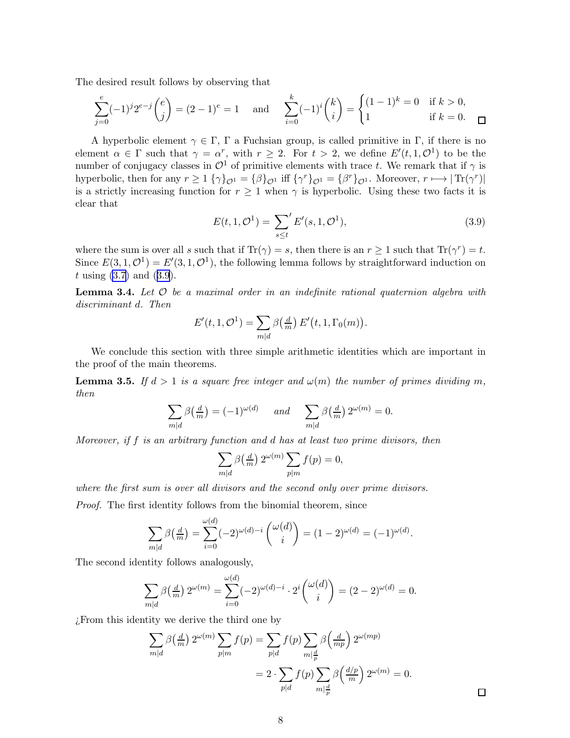The desired result follows by observing that

$$\sum_{j=0}^{e}(-1)^j 2^{e-j}\binom{e}{j} = (2-1)^e = 1 \quad \text{and} \quad \sum_{i=0}^{k}(-1)^i\binom{k}{i} = \begin{cases}(1-1)^k = 0 & \text{if } k>0,\\ 1 & \text{if } k=0.\end{cases}$$

□

A hyperbolic element $\gamma \in \Gamma$, $\Gamma$ a Fuchsian group, is called primitive in $\Gamma$, if there is no element $\alpha \in \Gamma$ such that $\gamma = \alpha^r$, with $r \geq 2$. For $t > 2$, we define $E'(t, 1, \mathcal{O}^1)$ to be the number of conjugacy classes in $\mathcal{O}^1$ of primitive elements with trace $t$. We remark that if $\gamma$ is hyperbolic, then for any $r \geq 1$ $\{\gamma\}_{\mathcal{O}^1} = \{\beta\}_{\mathcal{O}^1}$ iff $\{\gamma^r\}_{\mathcal{O}^1} = \{\beta^r\}_{\mathcal{O}^1}$. Moreover, $r \longmapsto |\operatorname{Tr}(\gamma^r)|$ is a strictly increasing function for $r \geq 1$ when $\gamma$ is hyperbolic. Using these two facts it is clear that

$$E(t, 1, \mathcal{O}^1) = {\sum_{s\leq t}}' E'(s, 1, \mathcal{O}^1), \tag{3.9}$$

where the sum is over all $s$ such that if $\operatorname{Tr}(\gamma) = s$, then there is an $r \geq 1$ such that $\operatorname{Tr}(\gamma^r) = t$. Since $E(3, 1, \mathcal{O}^1) = E'(3, 1, \mathcal{O}^1)$, the following lemma follows by straightforward induction on $t$ using (3.7) and (3.9).

**Lemma 3.4.** *Let $\mathcal{O}$ be a maximal order in an indefinite rational quaternion algebra with discriminant $d$. Then*

$$E'(t, 1, \mathcal{O}^1) = \sum_{m|d} \beta\big(\tfrac{d}{m}\big)\, E'\big(t, 1, \Gamma_0(m)\big).$$

We conclude this section with three simple arithmetic identities which are important in the proof of the main theorems.

**Lemma 3.5.** *If $d > 1$ is a square free integer and $\omega(m)$ the number of primes dividing $m$, then*

$$\sum_{m|d} \beta\big(\tfrac{d}{m}\big) = (-1)^{\omega(d)} \quad \text{and} \quad \sum_{m|d} \beta\big(\tfrac{d}{m}\big)\, 2^{\omega(m)} = 0.$$

*Moreover, if $f$ is an arbitrary function and $d$ has at least two prime divisors, then*

$$\sum_{m|d} \beta\big(\tfrac{d}{m}\big)\, 2^{\omega(m)} \sum_{p|m} f(p) = 0,$$

*where the first sum is over all divisors and the second only over prime divisors.*

*Proof.* The first identity follows from the binomial theorem, since

$$\sum_{m|d} \beta\big(\tfrac{d}{m}\big) = \sum_{i=0}^{\omega(d)} (-2)^{\omega(d)-i}\binom{\omega(d)}{i} = (1-2)^{\omega(d)} = (-1)^{\omega(d)}.$$

The second identity follows analogously,

$$\sum_{m|d} \beta\big(\tfrac{d}{m}\big)\, 2^{\omega(m)} = \sum_{i=0}^{\omega(d)} (-2)^{\omega(d)-i}\cdot 2^i\binom{\omega(d)}{i} = (2-2)^{\omega(d)} = 0.$$

¿From this identity we derive the third one by

$$\begin{aligned}\sum_{m|d} \beta\big(\tfrac{d}{m}\big)\, 2^{\omega(m)} \sum_{p|m} f(p) &= \sum_{p|d} f(p) \sum_{m|\frac{d}{p}} \beta\Big(\tfrac{d}{mp}\Big)\, 2^{\omega(mp)} \\ &= 2\cdot \sum_{p|d} f(p) \sum_{m|\frac{d}{p}} \beta\Big(\tfrac{d/p}{m}\Big)\, 2^{\omega(m)} = 0.\end{aligned}$$

□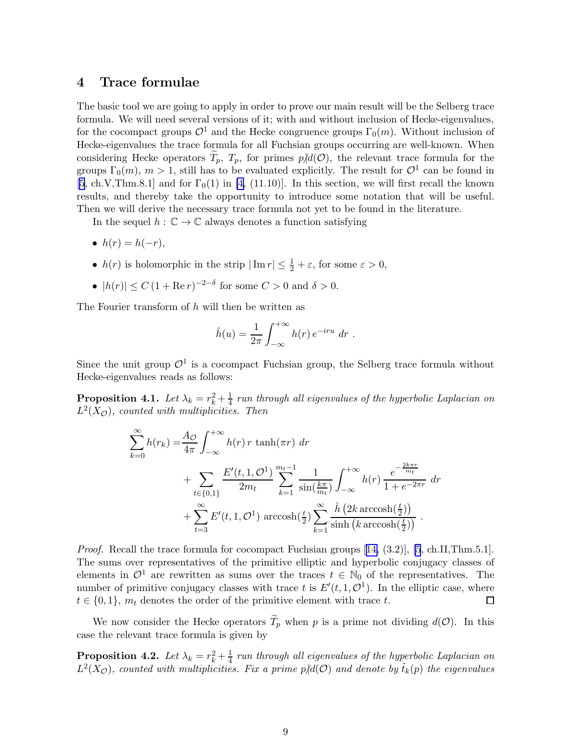## 4 Trace formulae

The basic tool we are going to apply in order to prove our main result will be the Selberg trace formula. We will need several versions of it; with and without inclusion of Hecke-eigenvalues, for the cocompact groups $\mathcal{O}^1$ and the Hecke congruence groups $\Gamma_0(m)$. Without inclusion of Hecke-eigenvalues the trace formula for all Fuchsian groups occurring are well-known. When considering Hecke operators $\widetilde{T}_p$, $T_p$, for primes $p \nmid d(\mathcal{O})$, the relevant trace formula for the groups $\Gamma_0(m)$, $m > 1$, still has to be evaluated explicitly. The result for $\mathcal{O}^1$ can be found in [5, ch.V,Thm.8.1] and for $\Gamma_0(1)$ in [4, (11.10)]. In this section, we will first recall the known results, and thereby take the opportunity to introduce some notation that will be useful. Then we will derive the necessary trace formula not yet to be found in the literature.

In the sequel $h : \mathbb{C} \to \mathbb{C}$ always denotes a function satisfying

- $h(r) = h(-r)$,
- $h(r)$ is holomorphic in the strip $|\operatorname{Im} r| \leq \frac{1}{2} + \varepsilon$, for some $\varepsilon > 0$,
- $|h(r)| \leq C\,(1 + \operatorname{Re} r)^{-2-\delta}$ for some $C > 0$ and $\delta > 0$.

The Fourier transform of $h$ will then be written as

$$\hat{h}(u) = \frac{1}{2\pi} \int_{-\infty}^{+\infty} h(r)\, e^{-iru}\; dr \;.$$

Since the unit group $\mathcal{O}^1$ is a cocompact Fuchsian group, the Selberg trace formula without Hecke-eigenvalues reads as follows:

**Proposition 4.1.** *Let $\lambda_k = r_k^2 + \frac{1}{4}$ run through all eigenvalues of the hyperbolic Laplacian on $L^2(X_{\mathcal{O}})$, counted with multiplicities. Then*

$$\begin{aligned}
\sum_{k=0}^{\infty} h(r_k) =& \frac{A_{\mathcal{O}}}{4\pi} \int_{-\infty}^{+\infty} h(r)\, r\, \tanh(\pi r)\; dr \\
&+ \sum_{t\in\{0,1\}} \frac{E'(t,1,\mathcal{O}^1)}{2m_t} \sum_{k=1}^{m_t-1} \frac{1}{\sin(\frac{k\pi}{m_t})} \int_{-\infty}^{+\infty} h(r)\, \frac{e^{-\frac{2k\pi r}{m_t}}}{1+e^{-2\pi r}}\; dr \\
&+ \sum_{t=3}^{\infty} E'(t,1,\mathcal{O}^1)\, \operatorname{arccosh}(\tfrac{t}{2}) \sum_{k=1}^{\infty} \frac{\hat{h}\left(2k \operatorname{arccosh}(\frac{t}{2})\right)}{\sinh\left(k \operatorname{arccosh}(\frac{t}{2})\right)} \;.
\end{aligned}$$

*Proof.* Recall the trace formula for cocompact Fuchsian groups [14, (3.2)], [5, ch.II,Thm.5.1]. The sums over representatives of the primitive elliptic and hyperbolic conjugacy classes of elements in $\mathcal{O}^1$ are rewritten as sums over the traces $t \in \mathbb{N}_0$ of the representatives. The number of primitive conjugacy classes with trace $t$ is $E'(t,1,\mathcal{O}^1)$. In the elliptic case, where $t \in \{0,1\}$, $m_t$ denotes the order of the primitive element with trace $t$. □

We now consider the Hecke operators $\widetilde{T}_p$ when $p$ is a prime not dividing $d(\mathcal{O})$. In this case the relevant trace formula is given by

**Proposition 4.2.** *Let $\lambda_k = r_k^2 + \frac{1}{4}$ run through all eigenvalues of the hyperbolic Laplacian on $L^2(X_{\mathcal{O}})$, counted with multiplicities. Fix a prime $p \nmid d(\mathcal{O})$ and denote by $\tilde{t}_k(p)$ the eigenvalues*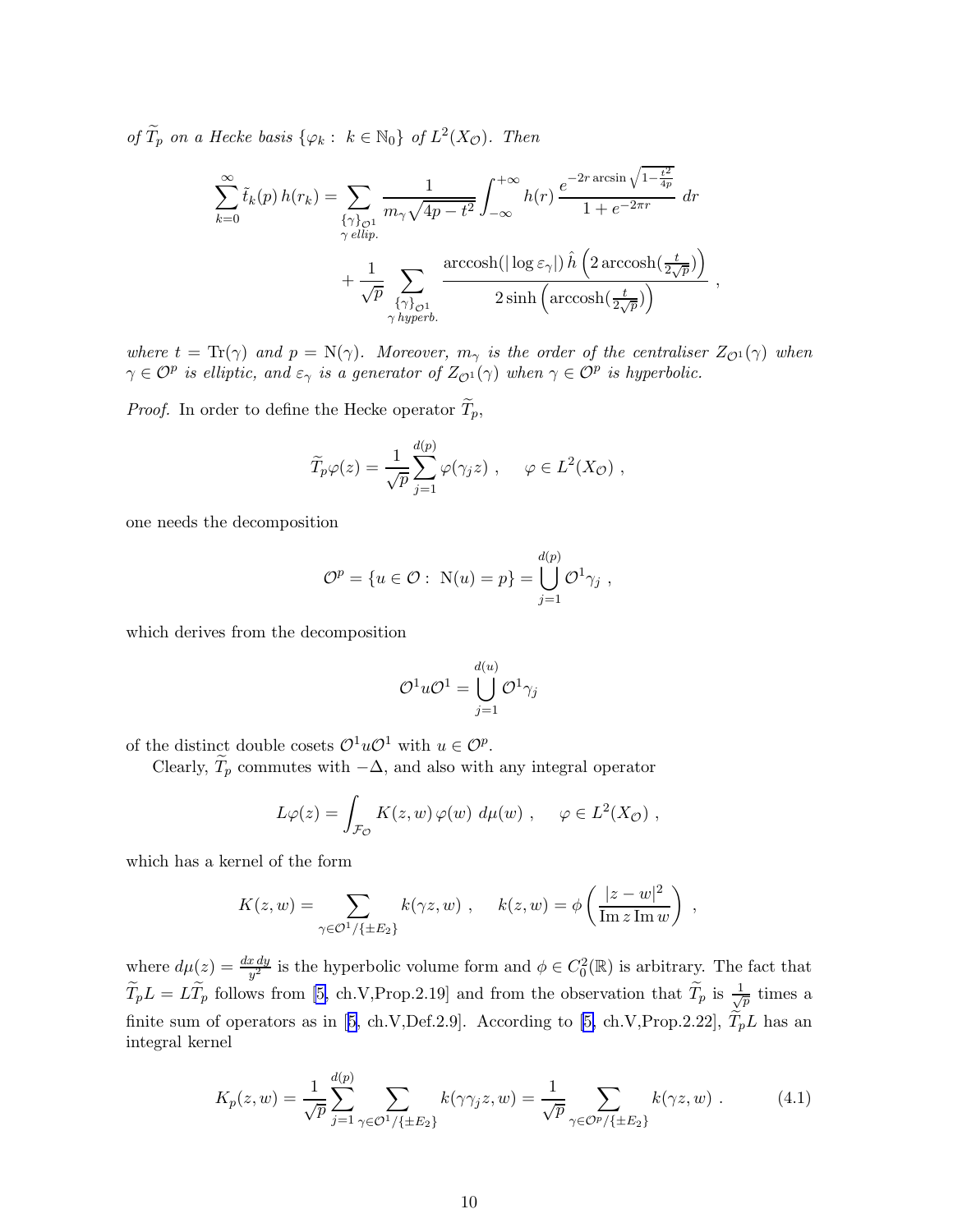*of $\widetilde{T}_p$ on a Hecke basis $\{\varphi_k :\ k \in \mathbb{N}_0\}$ of $L^2(X_{\mathcal{O}})$. Then*

$$\sum_{k=0}^{\infty} \tilde{t}_k(p)\, h(r_k) = \sum_{\substack{\{\gamma\}_{\mathcal{O}^1} \\ \gamma \text{ ellip.}}} \frac{1}{m_\gamma \sqrt{4p - t^2}} \int_{-\infty}^{+\infty} h(r)\, \frac{e^{-2r \arcsin\sqrt{1-\frac{t^2}{4p}}}}{1 + e^{-2\pi r}}\, dr$$

$$+ \frac{1}{\sqrt{p}} \sum_{\substack{\{\gamma\}_{\mathcal{O}^1} \\ \gamma \text{ hyperb.}}} \frac{\operatorname{arccosh}(|\log \varepsilon_\gamma|)\, \hat{h}\left(2\operatorname{arccosh}(\frac{t}{2\sqrt{p}})\right)}{2\sinh\left(\operatorname{arccosh}(\frac{t}{2\sqrt{p}})\right)} \ ,$$

*where $t = \operatorname{Tr}(\gamma)$ and $p = \operatorname{N}(\gamma)$. Moreover, $m_\gamma$ is the order of the centraliser $Z_{\mathcal{O}^1}(\gamma)$ when $\gamma \in \mathcal{O}^p$ is elliptic, and $\varepsilon_\gamma$ is a generator of $Z_{\mathcal{O}^1}(\gamma)$ when $\gamma \in \mathcal{O}^p$ is hyperbolic.*

*Proof.* In order to define the Hecke operator $\widetilde{T}_p$,

$$\widetilde{T}_p \varphi(z) = \frac{1}{\sqrt{p}} \sum_{j=1}^{d(p)} \varphi(\gamma_j z) \ , \quad \varphi \in L^2(X_{\mathcal{O}}) \ ,$$

one needs the decomposition

$$\mathcal{O}^p = \{u \in \mathcal{O} :\ \operatorname{N}(u) = p\} = \bigcup_{j=1}^{d(p)} \mathcal{O}^1 \gamma_j \ ,$$

which derives from the decomposition

$$\mathcal{O}^1 u \mathcal{O}^1 = \bigcup_{j=1}^{d(u)} \mathcal{O}^1 \gamma_j$$

of the distinct double cosets $\mathcal{O}^1 u \mathcal{O}^1$ with $u \in \mathcal{O}^p$.

Clearly, $\widetilde{T}_p$ commutes with $-\Delta$, and also with any integral operator

$$L\varphi(z) = \int_{\mathcal{F}_{\mathcal{O}}} K(z,w)\, \varphi(w)\ d\mu(w) \ , \quad \varphi \in L^2(X_{\mathcal{O}}) \ ,$$

which has a kernel of the form

$$K(z,w) = \sum_{\gamma \in \mathcal{O}^1/\{\pm E_2\}} k(\gamma z, w) \ , \quad k(z,w) = \phi\left(\frac{|z-w|^2}{\operatorname{Im} z \operatorname{Im} w}\right) \ ,$$

where $d\mu(z) = \frac{dx\,dy}{y^2}$ is the hyperbolic volume form and $\phi \in C_0^2(\mathbb{R})$ is arbitrary. The fact that $\widetilde{T}_p L = L \widetilde{T}_p$ follows from [5, ch.V,Prop.2.19] and from the observation that $\widetilde{T}_p$ is $\frac{1}{\sqrt{p}}$ times a finite sum of operators as in [5, ch.V,Def.2.9]. According to [5, ch.V,Prop.2.22], $\widetilde{T}_p L$ has an integral kernel

$$K_p(z,w) = \frac{1}{\sqrt{p}} \sum_{j=1}^{d(p)} \sum_{\gamma \in \mathcal{O}^1/\{\pm E_2\}} k(\gamma\gamma_j z, w) = \frac{1}{\sqrt{p}} \sum_{\gamma \in \mathcal{O}^p/\{\pm E_2\}} k(\gamma z, w) \ . \tag{4.1}$$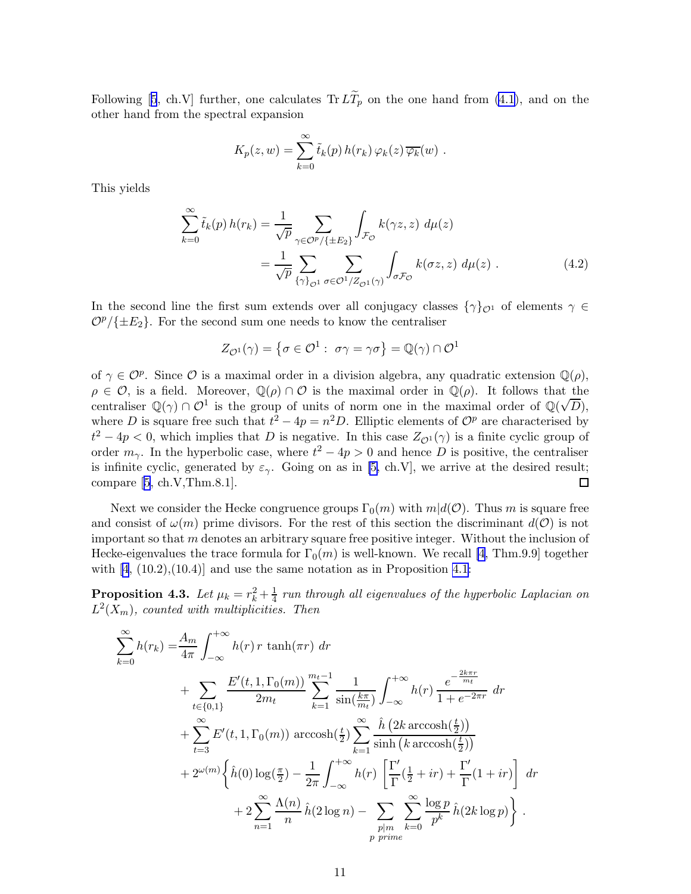Following [5, ch.V] further, one calculates $\operatorname{Tr} L\widetilde{T}_p$ on the one hand from (4.1), and on the other hand from the spectral expansion

$$K_p(z,w) = \sum_{k=0}^{\infty} \tilde{t}_k(p)\, h(r_k)\, \varphi_k(z)\, \overline{\varphi_k}(w) \ .$$

This yields

$$\begin{aligned}
\sum_{k=0}^{\infty} \tilde{t}_k(p)\, h(r_k) &= \frac{1}{\sqrt{p}} \sum_{\gamma \in \mathcal{O}^p/\{\pm E_2\}} \int_{\mathcal{F}_{\mathcal{O}}} k(\gamma z, z)\ d\mu(z) \\
&= \frac{1}{\sqrt{p}} \sum_{\{\gamma\}_{\mathcal{O}^1}} \sum_{\sigma \in \mathcal{O}^1/Z_{\mathcal{O}^1}(\gamma)} \int_{\sigma \mathcal{F}_{\mathcal{O}}} k(\sigma z, z)\ d\mu(z) \ .
\end{aligned} \tag{4.2}$$

In the second line the first sum extends over all conjugacy classes $\{\gamma\}_{\mathcal{O}^1}$ of elements $\gamma \in \mathcal{O}^p/\{\pm E_2\}$. For the second sum one needs to know the centraliser

$$Z_{\mathcal{O}^1}(\gamma) = \left\{\sigma \in \mathcal{O}^1 :\ \sigma\gamma = \gamma\sigma\right\} = \mathbb{Q}(\gamma) \cap \mathcal{O}^1$$

of $\gamma \in \mathcal{O}^p$. Since $\mathcal{O}$ is a maximal order in a division algebra, any quadratic extension $\mathbb{Q}(\rho)$, $\rho \in \mathcal{O}$, is a field. Moreover, $\mathbb{Q}(\rho) \cap \mathcal{O}$ is the maximal order in $\mathbb{Q}(\rho)$. It follows that the centraliser $\mathbb{Q}(\gamma) \cap \mathcal{O}^1$ is the group of units of norm one in the maximal order of $\mathbb{Q}(\sqrt{D})$, where $D$ is square free such that $t^2 - 4p = n^2 D$. Elliptic elements of $\mathcal{O}^p$ are characterised by $t^2 - 4p < 0$, which implies that $D$ is negative. In this case $Z_{\mathcal{O}^1}(\gamma)$ is a finite cyclic group of order $m_\gamma$. In the hyperbolic case, where $t^2 - 4p > 0$ and hence $D$ is positive, the centraliser is infinite cyclic, generated by $\varepsilon_\gamma$. Going on as in [5, ch.V], we arrive at the desired result; compare [5, ch.V,Thm.8.1]. $\square$

Next we consider the Hecke congruence groups $\Gamma_0(m)$ with $m|d(\mathcal{O})$. Thus $m$ is square free and consist of $\omega(m)$ prime divisors. For the rest of this section the discriminant $d(\mathcal{O})$ is not important so that $m$ denotes an arbitrary square free positive integer. Without the inclusion of Hecke-eigenvalues the trace formula for $\Gamma_0(m)$ is well-known. We recall [4, Thm.9.9] together with [4, (10.2),(10.4)] and use the same notation as in Proposition 4.1:

**Proposition 4.3.** *Let $\mu_k = r_k^2 + \frac{1}{4}$ run through all eigenvalues of the hyperbolic Laplacian on $L^2(X_m)$, counted with multiplicities. Then*

$$\begin{aligned}
\sum_{k=0}^{\infty} h(r_k) =& \frac{A_m}{4\pi} \int_{-\infty}^{+\infty} h(r)\, r\, \tanh(\pi r)\ dr \\
&+ \sum_{t \in \{0,1\}} \frac{E'(t,1,\Gamma_0(m))}{2m_t} \sum_{k=1}^{m_t - 1} \frac{1}{\sin(\frac{k\pi}{m_t})} \int_{-\infty}^{+\infty} h(r)\, \frac{e^{-\frac{2k\pi r}{m_t}}}{1 + e^{-2\pi r}}\ dr \\
&+ \sum_{t=3}^{\infty} E'(t,1,\Gamma_0(m))\, \operatorname{arccosh}(\tfrac{t}{2}) \sum_{k=1}^{\infty} \frac{\hat{h}\left(2k \operatorname{arccosh}(\frac{t}{2})\right)}{\sinh\left(k \operatorname{arccosh}(\frac{t}{2})\right)} \\
&+ 2^{\omega(m)} \Bigg\{ \hat{h}(0) \log(\tfrac{\pi}{2}) - \frac{1}{2\pi} \int_{-\infty}^{+\infty} h(r) \left[\frac{\Gamma'}{\Gamma}(\tfrac{1}{2} + ir) + \frac{\Gamma'}{\Gamma}(1 + ir)\right]\ dr \\
&\qquad + 2 \sum_{n=1}^{\infty} \frac{\Lambda(n)}{n}\, \hat{h}(2 \log n) - \sum_{\substack{p|m \\ p \text{ prime}}} \sum_{k=0}^{\infty} \frac{\log p}{p^k}\, \hat{h}(2k \log p) \Bigg\} \ .
\end{aligned}$$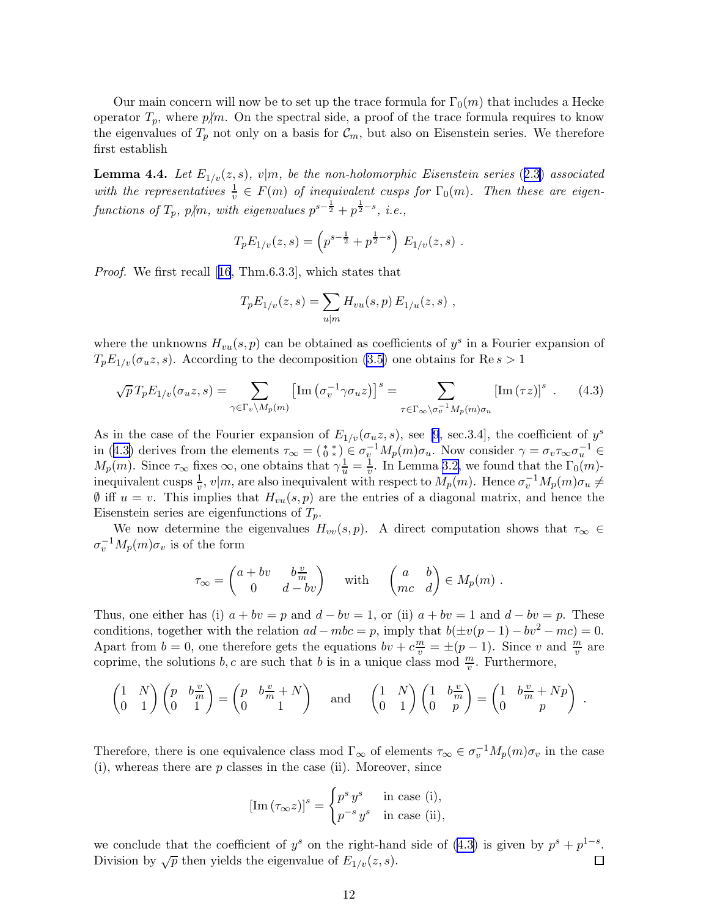Our main concern will now be to set up the trace formula for $\Gamma_0(m)$ that includes a Hecke operator $T_p$, where $p \nmid m$. On the spectral side, a proof of the trace formula requires to know the eigenvalues of $T_p$ not only on a basis for $\mathcal{C}_m$, but also on Eisenstein series. We therefore first establish

**Lemma 4.4.** *Let $E_{1/v}(z,s)$, $v|m$, be the non-holomorphic Eisenstein series (2.3) associated with the representatives $\frac{1}{v} \in F(m)$ of inequivalent cusps for $\Gamma_0(m)$. Then these are eigenfunctions of $T_p$, $p \nmid m$, with eigenvalues $p^{s-\frac{1}{2}} + p^{\frac{1}{2}-s}$, i.e.,*

$$T_p E_{1/v}(z,s) = \left( p^{s-\frac{1}{2}} + p^{\frac{1}{2}-s} \right) E_{1/v}(z,s) \ .$$

*Proof.* We first recall [16, Thm.6.3.3], which states that

$$T_p E_{1/v}(z,s) = \sum_{u|m} H_{vu}(s,p) \, E_{1/u}(z,s) \ ,$$

where the unknowns $H_{vu}(s,p)$ can be obtained as coefficients of $y^s$ in a Fourier expansion of $T_p E_{1/v}(\sigma_u z, s)$. According to the decomposition (3.5) one obtains for $\operatorname{Re} s > 1$

$$\sqrt{p} \, T_p E_{1/v}(\sigma_u z, s) = \sum_{\gamma \in \Gamma_v \backslash M_p(m)} \left[ \operatorname{Im} \left( \sigma_v^{-1} \gamma \sigma_u z \right) \right]^s = \sum_{\tau \in \Gamma_\infty \backslash \sigma_v^{-1} M_p(m) \sigma_u} \left[ \operatorname{Im} (\tau z) \right]^s \ . \tag{4.3}$$

As in the case of the Fourier expansion of $E_{1/v}(\sigma_u z, s)$, see [9, sec.3.4], the coefficient of $y^s$ in (4.3) derives from the elements $\tau_\infty = \left( \begin{smallmatrix} * & * \\ 0 & * \end{smallmatrix} \right) \in \sigma_v^{-1} M_p(m) \sigma_u$. Now consider $\gamma = \sigma_v \tau_\infty \sigma_u^{-1} \in M_p(m)$. Since $\tau_\infty$ fixes $\infty$, one obtains that $\gamma \frac{1}{u} = \frac{1}{v}$. In Lemma 3.2, we found that the $\Gamma_0(m)$-inequivalent cusps $\frac{1}{v}$, $v|m$, are also inequivalent with respect to $M_p(m)$. Hence $\sigma_v^{-1} M_p(m) \sigma_u \neq \emptyset$ iff $u = v$. This implies that $H_{vu}(s,p)$ are the entries of a diagonal matrix, and hence the Eisenstein series are eigenfunctions of $T_p$.

We now determine the eigenvalues $H_{vv}(s,p)$. A direct computation shows that $\tau_\infty \in \sigma_v^{-1} M_p(m) \sigma_v$ is of the form

$$\tau_\infty = \begin{pmatrix} a + bv & b\frac{v}{m} \\ 0 & d - bv \end{pmatrix} \quad \text{with} \quad \begin{pmatrix} a & b \\ mc & d \end{pmatrix} \in M_p(m) \ .$$

Thus, one either has (i) $a + bv = p$ and $d - bv = 1$, or (ii) $a + bv = 1$ and $d - bv = p$. These conditions, together with the relation $ad - mbc = p$, imply that $b(\pm v(p-1) - bv^2 - mc) = 0$. Apart from $b = 0$, one therefore gets the equations $bv + c\frac{m}{v} = \pm(p-1)$. Since $v$ and $\frac{m}{v}$ are coprime, the solutions $b, c$ are such that $b$ is in a unique class mod $\frac{m}{v}$. Furthermore,

$$\begin{pmatrix} 1 & N \\ 0 & 1 \end{pmatrix} \begin{pmatrix} p & b\frac{v}{m} \\ 0 & 1 \end{pmatrix} = \begin{pmatrix} p & b\frac{v}{m} + N \\ 0 & 1 \end{pmatrix} \quad \text{and} \quad \begin{pmatrix} 1 & N \\ 0 & 1 \end{pmatrix} \begin{pmatrix} 1 & b\frac{v}{m} \\ 0 & p \end{pmatrix} = \begin{pmatrix} 1 & b\frac{v}{m} + Np \\ 0 & p \end{pmatrix} \ .$$

Therefore, there is one equivalence class mod $\Gamma_\infty$ of elements $\tau_\infty \in \sigma_v^{-1} M_p(m) \sigma_v$ in the case (i), whereas there are $p$ classes in the case (ii). Moreover, since

$$[\operatorname{Im} (\tau_\infty z)]^s = \begin{cases} p^s \, y^s & \text{in case (i),} \\ p^{-s} \, y^s & \text{in case (ii),} \end{cases}$$

we conclude that the coefficient of $y^s$ on the right-hand side of (4.3) is given by $p^s + p^{1-s}$. Division by $\sqrt{p}$ then yields the eigenvalue of $E_{1/v}(z,s)$. $\square$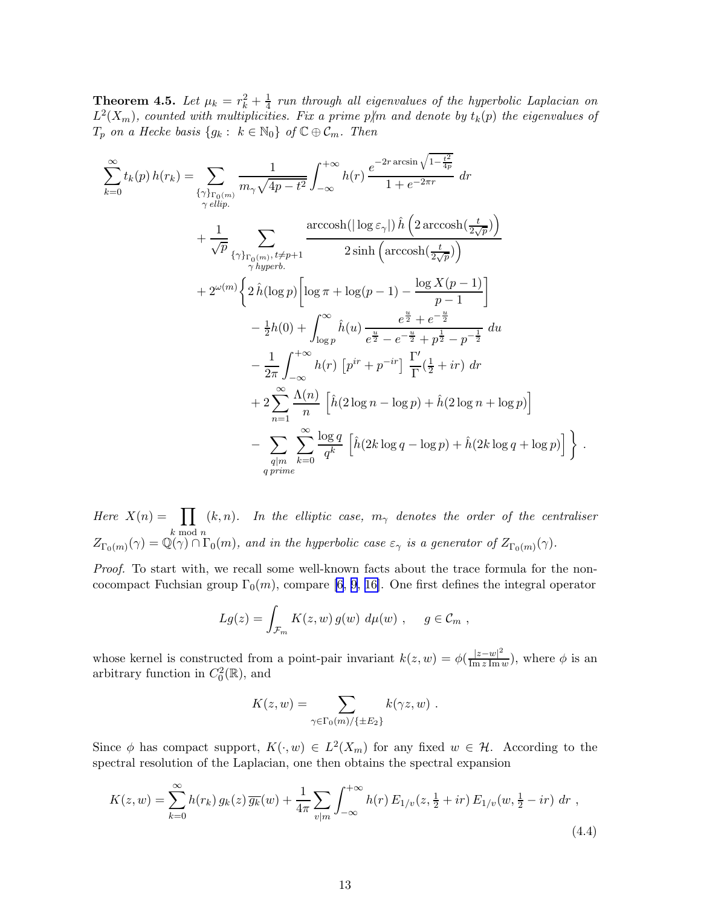**Theorem 4.5.** *Let $\mu_k = r_k^2 + \frac{1}{4}$ run through all eigenvalues of the hyperbolic Laplacian on $L^2(X_m)$, counted with multiplicities. Fix a prime $p \not| m$ and denote by $t_k(p)$ the eigenvalues of $T_p$ on a Hecke basis $\{g_k : \, k \in \mathbb{N}_0\}$ of $\mathbb{C} \oplus \mathcal{C}_m$. Then*

$$
\begin{aligned}
\sum_{k=0}^{\infty} t_k(p)\, h(r_k) = & \sum_{\substack{\{\gamma\}_{\Gamma_0(m)} \\ \gamma \, ellip.}} \frac{1}{m_\gamma \sqrt{4p-t^2}} \int_{-\infty}^{+\infty} h(r)\, \frac{e^{-2r \arcsin \sqrt{1-\frac{t^2}{4p}}}}{1+e^{-2\pi r}} \; dr \\
& + \frac{1}{\sqrt{p}} \sum_{\substack{\{\gamma\}_{\Gamma_0(m)},\, t \neq p+1 \\ \gamma \, hyperb.}} \frac{\operatorname{arccosh}(|\log \varepsilon_\gamma|)\, \hat{h}\left(2 \operatorname{arccosh}(\frac{t}{2\sqrt{p}})\right)}{2 \sinh\left(\operatorname{arccosh}(\frac{t}{2\sqrt{p}})\right)} \\
& + 2^{\omega(m)} \Bigg\{ 2\, \hat{h}(\log p) \bigg[ \log \pi + \log(p-1) - \frac{\log X(p-1)}{p-1} \bigg] \\
& \qquad - \tfrac{1}{2} h(0) + \int_{\log p}^{\infty} \hat{h}(u)\, \frac{e^{\frac{u}{2}} + e^{-\frac{u}{2}}}{e^{\frac{u}{2}} - e^{-\frac{u}{2}} + p^{\frac{1}{2}} - p^{-\frac{1}{2}}} \; du \\
& \qquad - \frac{1}{2\pi} \int_{-\infty}^{+\infty} h(r) \, \left[ p^{ir} + p^{-ir} \right] \, \frac{\Gamma'}{\Gamma}(\tfrac{1}{2} + ir) \; dr \\
& \qquad + 2 \sum_{n=1}^{\infty} \frac{\Lambda(n)}{n} \, \left[ \hat{h}(2 \log n - \log p) + \hat{h}(2 \log n + \log p) \right] \\
& \qquad - \sum_{\substack{q | m \\ q \, prime}} \sum_{k=0}^{\infty} \frac{\log q}{q^k} \, \left[ \hat{h}(2k \log q - \log p) + \hat{h}(2k \log q + \log p) \right] \Bigg\} \, .
\end{aligned}
$$

*Here $X(n) = \prod_{k \bmod n} (k, n)$. In the elliptic case, $m_\gamma$ denotes the order of the centraliser $Z_{\Gamma_0(m)}(\gamma) = \mathbb{Q}(\gamma) \cap \Gamma_0(m)$, and in the hyperbolic case $\varepsilon_\gamma$ is a generator of $Z_{\Gamma_0(m)}(\gamma)$.*

*Proof.* To start with, we recall some well-known facts about the trace formula for the non-cocompact Fuchsian group $\Gamma_0(m)$, compare [6, 9, 16]. One first defines the integral operator

$$
Lg(z) = \int_{\mathcal{F}_m} K(z,w)\, g(w) \; d\mu(w) \; , \qquad g \in \mathcal{C}_m \; ,
$$

whose kernel is constructed from a point-pair invariant $k(z,w) = \phi(\frac{|z-w|^2}{\operatorname{Im} z \operatorname{Im} w})$, where $\phi$ is an arbitrary function in $C_0^2(\mathbb{R})$, and

$$
K(z,w) = \sum_{\gamma \in \Gamma_0(m)/\{\pm E_2\}} k(\gamma z, w) \; .
$$

Since $\phi$ has compact support, $K(\cdot, w) \in L^2(X_m)$ for any fixed $w \in \mathcal{H}$. According to the spectral resolution of the Laplacian, one then obtains the spectral expansion

$$
K(z,w) = \sum_{k=0}^{\infty} h(r_k)\, g_k(z)\, \overline{g_k}(w) + \frac{1}{4\pi} \sum_{v|m} \int_{-\infty}^{+\infty} h(r)\, E_{1/v}(z, \tfrac{1}{2} + ir)\, E_{1/v}(w, \tfrac{1}{2} - ir) \; dr \; , \tag{4.4}
$$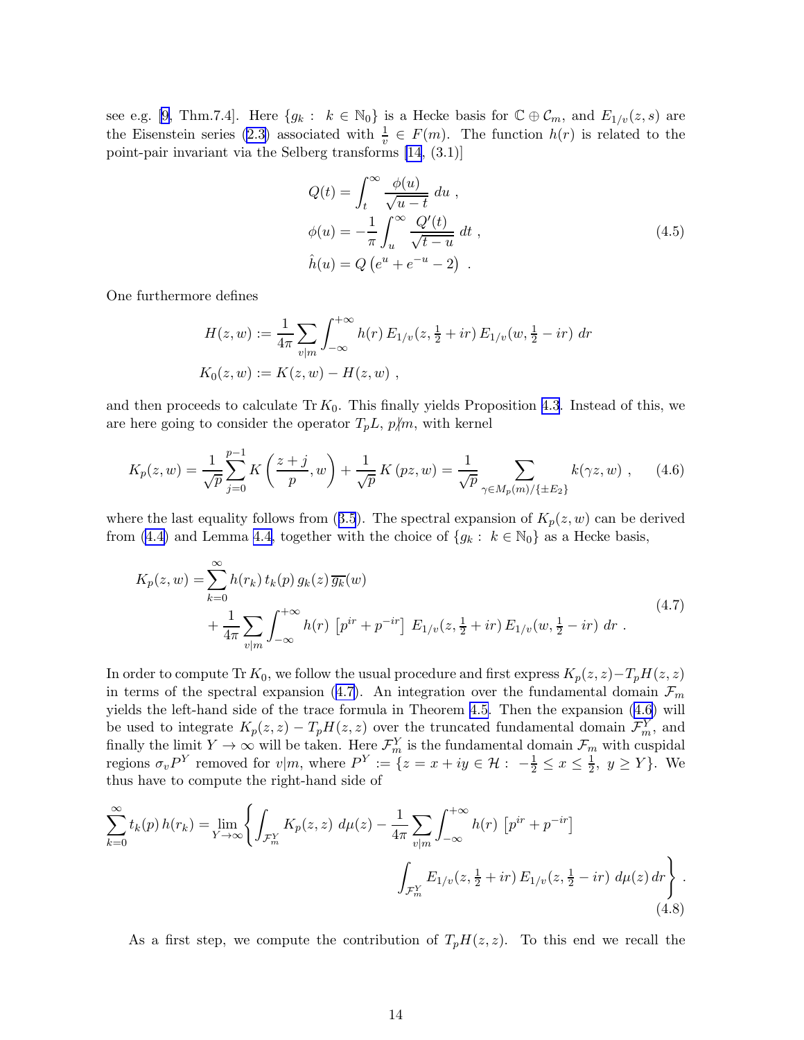see e.g. [9, Thm.7.4]. Here $\{g_k : k \in \mathbb{N}_0\}$ is a Hecke basis for $\mathbb{C} \oplus \mathcal{C}_m$, and $E_{1/v}(z,s)$ are the Eisenstein series (2.3) associated with $\frac{1}{v} \in F(m)$. The function $h(r)$ is related to the point-pair invariant via the Selberg transforms [14, (3.1)]

$$
\begin{aligned}
Q(t) &= \int_t^\infty \frac{\phi(u)}{\sqrt{u-t}}\, du\ , \\
\phi(u) &= -\frac{1}{\pi}\int_u^\infty \frac{Q'(t)}{\sqrt{t-u}}\, dt\ , \\
\hat{h}(u) &= Q\left(e^u + e^{-u} - 2\right)\ .
\end{aligned}
\tag{4.5}
$$

One furthermore defines

$$
\begin{aligned}
H(z,w) &:= \frac{1}{4\pi}\sum_{v|m}\int_{-\infty}^{+\infty} h(r)\, E_{1/v}(z,\tfrac{1}{2}+ir)\, E_{1/v}(w,\tfrac{1}{2}-ir)\ dr \\
K_0(z,w) &:= K(z,w) - H(z,w)\ ,
\end{aligned}
$$

and then proceeds to calculate $\operatorname{Tr} K_0$. This finally yields Proposition 4.3. Instead of this, we are here going to consider the operator $T_pL$, $p\nmid m$, with kernel

$$
K_p(z,w) = \frac{1}{\sqrt{p}}\sum_{j=0}^{p-1} K\left(\frac{z+j}{p}, w\right) + \frac{1}{\sqrt{p}}\, K\left(pz, w\right) = \frac{1}{\sqrt{p}} \sum_{\gamma \in M_p(m)/\{\pm E_2\}} k(\gamma z, w)\ , \tag{4.6}
$$

where the last equality follows from (3.5). The spectral expansion of $K_p(z,w)$ can be derived from (4.4) and Lemma 4.4, together with the choice of $\{g_k : k \in \mathbb{N}_0\}$ as a Hecke basis,

$$
\begin{aligned}
K_p(z,w) =& \sum_{k=0}^\infty h(r_k)\, t_k(p)\, g_k(z)\, \overline{g_k}(w) \\
&+ \frac{1}{4\pi}\sum_{v|m}\int_{-\infty}^{+\infty} h(r)\ \left[p^{ir} + p^{-ir}\right]\ E_{1/v}(z,\tfrac{1}{2}+ir)\, E_{1/v}(w,\tfrac{1}{2}-ir)\ dr\ .
\end{aligned}
\tag{4.7}
$$

In order to compute $\operatorname{Tr} K_0$, we follow the usual procedure and first express $K_p(z,z) - T_pH(z,z)$ in terms of the spectral expansion (4.7). An integration over the fundamental domain $\mathcal{F}_m$ yields the left-hand side of the trace formula in Theorem 4.5. Then the expansion (4.6) will be used to integrate $K_p(z,z) - T_pH(z,z)$ over the truncated fundamental domain $\mathcal{F}_m^Y$, and finally the limit $Y \to \infty$ will be taken. Here $\mathcal{F}_m^Y$ is the fundamental domain $\mathcal{F}_m$ with cuspidal regions $\sigma_v P^Y$ removed for $v|m$, where $P^Y := \{z = x+iy \in \mathcal{H} :\ -\frac{1}{2} \le x \le \frac{1}{2},\ y \ge Y\}$. We thus have to compute the right-hand side of

$$
\begin{aligned}
\sum_{k=0}^\infty t_k(p)\, h(r_k) = \lim_{Y\to\infty}\Bigg\{ \int_{\mathcal{F}_m^Y} K_p(z,z)\ d\mu(z) - \frac{1}{4\pi}\sum_{v|m}\int_{-\infty}^{+\infty} h(r)\ \left[p^{ir} + p^{-ir}\right] \\
\int_{\mathcal{F}_m^Y} E_{1/v}(z,\tfrac{1}{2}+ir)\, E_{1/v}(z,\tfrac{1}{2}-ir)\ d\mu(z)\, dr \Bigg\}\ .
\end{aligned}
\tag{4.8}
$$

As a first step, we compute the contribution of $T_pH(z,z)$. To this end we recall the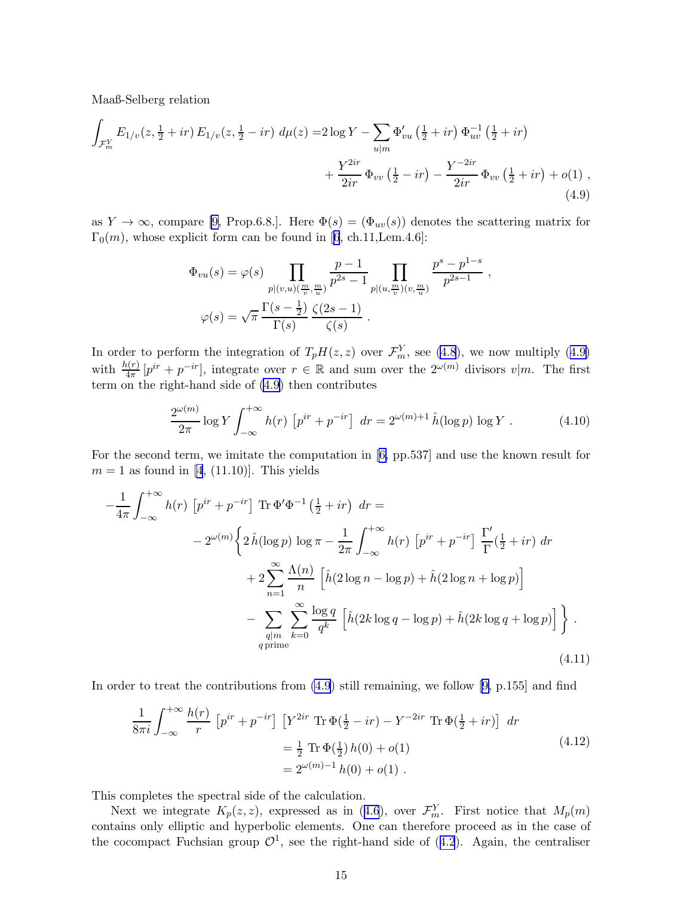Maaß-Selberg relation

$$
\begin{aligned}
\int_{\mathcal{F}_m^Y} E_{1/v}(z, \tfrac{1}{2}+ir)\, E_{1/v}(z, \tfrac{1}{2}-ir)\ d\mu(z) =& 2\log Y - \sum_{u|m} \Phi'_{vu}\left(\tfrac{1}{2}+ir\right) \Phi^{-1}_{uv}\left(\tfrac{1}{2}+ir\right) \\
&+ \frac{Y^{2ir}}{2ir}\, \Phi_{vv}\left(\tfrac{1}{2}-ir\right) - \frac{Y^{-2ir}}{2ir}\, \Phi_{vv}\left(\tfrac{1}{2}+ir\right) + o(1)\ ,
\end{aligned}
\tag{4.9}
$$

as $Y \to \infty$, compare [9, Prop.6.8.]. Here $\Phi(s) = (\Phi_{uv}(s))$ denotes the scattering matrix for $\Gamma_0(m)$, whose explicit form can be found in [6, ch.11,Lem.4.6]:

$$
\begin{aligned}
\Phi_{vu}(s) &= \varphi(s) \prod_{p|(v,u)(\frac{m}{v},\frac{m}{u})} \frac{p-1}{p^{2s}-1} \prod_{p|(u,\frac{m}{v})(v,\frac{m}{u})} \frac{p^s - p^{1-s}}{p^{2s-1}}\ , \\
\varphi(s) &= \sqrt{\pi}\, \frac{\Gamma(s-\frac{1}{2})}{\Gamma(s)}\, \frac{\zeta(2s-1)}{\zeta(s)}\ .
\end{aligned}
$$

In order to perform the integration of $T_p H(z,z)$ over $\mathcal{F}_m^Y$, see (4.8), we now multiply (4.9) with $\frac{h(r)}{4\pi}\left[p^{ir}+p^{-ir}\right]$, integrate over $r \in \mathbb{R}$ and sum over the $2^{\omega(m)}$ divisors $v|m$. The first term on the right-hand side of (4.9) then contributes

$$
\frac{2^{\omega(m)}}{2\pi} \log Y \int_{-\infty}^{+\infty} h(r)\ \left[p^{ir}+p^{-ir}\right]\ dr = 2^{\omega(m)+1}\, \hat{h}(\log p)\, \log Y\ . \tag{4.10}
$$

For the second term, we imitate the computation in [6, pp.537] and use the known result for $m = 1$ as found in [4, (11.10)]. This yields

$$
\begin{aligned}
-\frac{1}{4\pi} \int_{-\infty}^{+\infty} & h(r)\ \left[p^{ir}+p^{-ir}\right]\ \mathrm{Tr}\,\Phi'\Phi^{-1}\left(\tfrac{1}{2}+ir\right)\ dr = \\
& -2^{\omega(m)} \Bigg\{ 2\,\hat{h}(\log p)\, \log\pi - \frac{1}{2\pi} \int_{-\infty}^{+\infty} h(r)\ \left[p^{ir}+p^{-ir}\right]\ \frac{\Gamma'}{\Gamma}(\tfrac{1}{2}+ir)\ dr \\
& \qquad + 2\sum_{n=1}^{\infty} \frac{\Lambda(n)}{n}\ \left[\hat{h}(2\log n - \log p) + \hat{h}(2\log n + \log p)\right] \\
& \qquad - \sum_{\substack{q|m \\ q\,\text{prime}}} \sum_{k=0}^{\infty} \frac{\log q}{q^k}\ \left[\hat{h}(2k\log q - \log p) + \hat{h}(2k\log q + \log p)\right] \Bigg\}\ .
\end{aligned}
\tag{4.11}
$$

In order to treat the contributions from (4.9) still remaining, we follow [9, p.155] and find

$$
\begin{aligned}
\frac{1}{8\pi i} \int_{-\infty}^{+\infty} \frac{h(r)}{r}\ \left[p^{ir}+p^{-ir}\right]\ & \left[Y^{2ir}\ \mathrm{Tr}\,\Phi(\tfrac{1}{2}-ir) - Y^{-2ir}\ \mathrm{Tr}\,\Phi(\tfrac{1}{2}+ir)\right]\ dr \\
&= \tfrac{1}{2}\ \mathrm{Tr}\,\Phi(\tfrac{1}{2})\, h(0) + o(1) \\
&= 2^{\omega(m)-1}\, h(0) + o(1)\ .
\end{aligned}
\tag{4.12}
$$

This completes the spectral side of the calculation.

Next we integrate $K_p(z,z)$, expressed as in (4.6), over $\mathcal{F}_m^Y$. First notice that $M_p(m)$ contains only elliptic and hyperbolic elements. One can therefore proceed as in the case of the cocompact Fuchsian group $\mathcal{O}^1$, see the right-hand side of (4.2). Again, the centraliser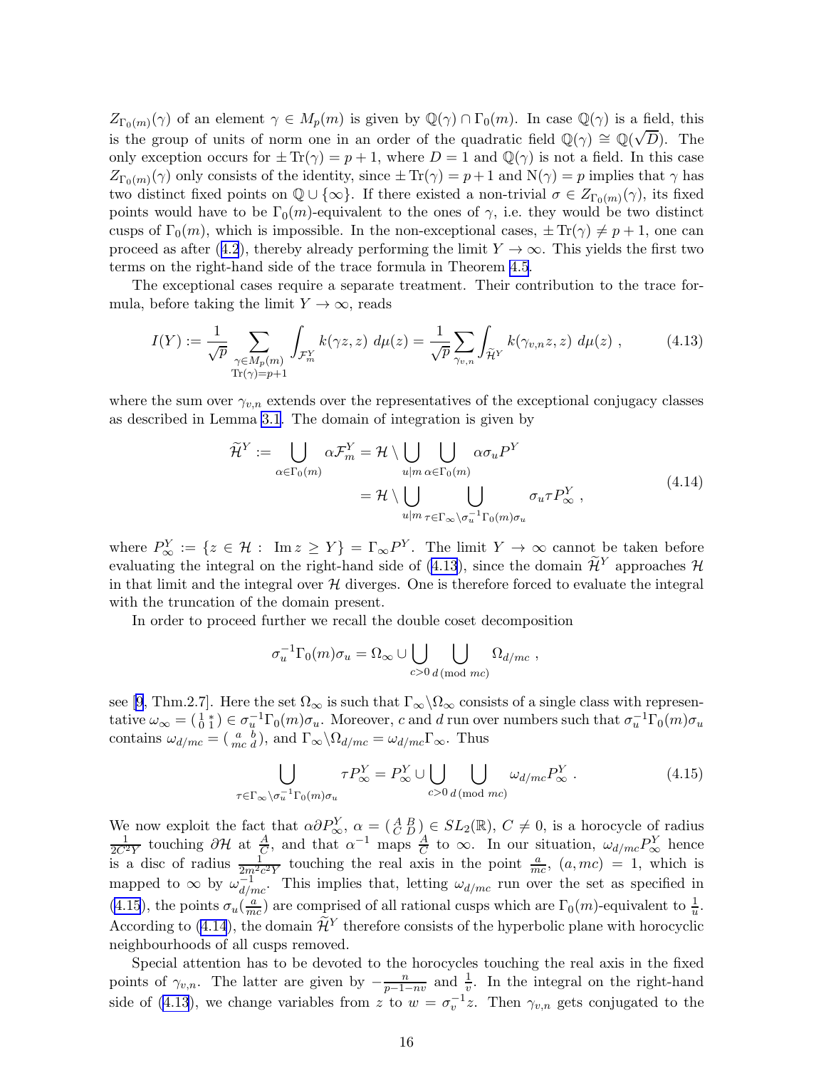$Z_{\Gamma_0(m)}(\gamma)$ of an element $\gamma \in M_p(m)$ is given by $\mathbb{Q}(\gamma) \cap \Gamma_0(m)$. In case $\mathbb{Q}(\gamma)$ is a field, this is the group of units of norm one in an order of the quadratic field $\mathbb{Q}(\gamma) \cong \mathbb{Q}(\sqrt{D})$. The only exception occurs for $\pm \operatorname{Tr}(\gamma) = p+1$, where $D = 1$ and $\mathbb{Q}(\gamma)$ is not a field. In this case $Z_{\Gamma_0(m)}(\gamma)$ only consists of the identity, since $\pm \operatorname{Tr}(\gamma) = p+1$ and $\operatorname{N}(\gamma) = p$ implies that $\gamma$ has two distinct fixed points on $\mathbb{Q} \cup \{\infty\}$. If there existed a non-trivial $\sigma \in Z_{\Gamma_0(m)}(\gamma)$, its fixed points would have to be $\Gamma_0(m)$-equivalent to the ones of $\gamma$, i.e. they would be two distinct cusps of $\Gamma_0(m)$, which is impossible. In the non-exceptional cases, $\pm \operatorname{Tr}(\gamma) \neq p+1$, one can proceed as after (4.2), thereby already performing the limit $Y \to \infty$. This yields the first two terms on the right-hand side of the trace formula in Theorem 4.5.

The exceptional cases require a separate treatment. Their contribution to the trace formula, before taking the limit $Y \to \infty$, reads

$$I(Y) := \frac{1}{\sqrt{p}} \sum_{\substack{\gamma \in M_p(m) \\ \operatorname{Tr}(\gamma) = p+1}} \int_{\mathcal{F}_m^Y} k(\gamma z, z)\ d\mu(z) = \frac{1}{\sqrt{p}} \sum_{\gamma_{v,n}} \int_{\widetilde{\mathcal{H}}^Y} k(\gamma_{v,n} z, z)\ d\mu(z)\ , \tag{4.13}$$

where the sum over $\gamma_{v,n}$ extends over the representatives of the exceptional conjugacy classes as described in Lemma 3.1. The domain of integration is given by

$$\begin{aligned} \widetilde{\mathcal{H}}^Y := \bigcup_{\alpha \in \Gamma_0(m)} \alpha \mathcal{F}_m^Y &= \mathcal{H} \setminus \bigcup_{u|m} \bigcup_{\alpha \in \Gamma_0(m)} \alpha \sigma_u P^Y \\ &= \mathcal{H} \setminus \bigcup_{u|m} \bigcup_{\tau \in \Gamma_\infty \setminus \sigma_u^{-1} \Gamma_0(m) \sigma_u} \sigma_u \tau P_\infty^Y\ , \end{aligned} \tag{4.14}$$

where $P_\infty^Y := \{z \in \mathcal{H} :\ \operatorname{Im} z \geq Y\} = \Gamma_\infty P^Y$. The limit $Y \to \infty$ cannot be taken before evaluating the integral on the right-hand side of (4.13), since the domain $\widetilde{\mathcal{H}}^Y$ approaches $\mathcal{H}$ in that limit and the integral over $\mathcal{H}$ diverges. One is therefore forced to evaluate the integral with the truncation of the domain present.

In order to proceed further we recall the double coset decomposition

$$\sigma_u^{-1} \Gamma_0(m) \sigma_u = \Omega_\infty \cup \bigcup_{c > 0} \bigcup_{d\,(\mathrm{mod}\ mc)} \Omega_{d/mc}\ ,$$

see [9, Thm.2.7]. Here the set $\Omega_\infty$ is such that $\Gamma_\infty \setminus \Omega_\infty$ consists of a single class with representative $\omega_\infty = \left(\begin{smallmatrix} 1 & * \\ 0 & 1 \end{smallmatrix}\right) \in \sigma_u^{-1} \Gamma_0(m) \sigma_u$. Moreover, $c$ and $d$ run over numbers such that $\sigma_u^{-1} \Gamma_0(m) \sigma_u$ contains $\omega_{d/mc} = \left(\begin{smallmatrix} a & b \\ mc & d \end{smallmatrix}\right)$, and $\Gamma_\infty \setminus \Omega_{d/mc} = \omega_{d/mc} \Gamma_\infty$. Thus

$$\bigcup_{\tau \in \Gamma_\infty \setminus \sigma_u^{-1} \Gamma_0(m) \sigma_u} \tau P_\infty^Y = P_\infty^Y \cup \bigcup_{c > 0} \bigcup_{d\,(\mathrm{mod}\ mc)} \omega_{d/mc} P_\infty^Y\ . \tag{4.15}$$

We now exploit the fact that $\alpha \partial P_\infty^Y$, $\alpha = \left(\begin{smallmatrix} A & B \\ C & D \end{smallmatrix}\right) \in SL_2(\mathbb{R})$, $C \neq 0$, is a horocycle of radius $\frac{1}{2C^2 Y}$ touching $\partial \mathcal{H}$ at $\frac{A}{C}$, and that $\alpha^{-1}$ maps $\frac{A}{C}$ to $\infty$. In our situation, $\omega_{d/mc} P_\infty^Y$ hence is a disc of radius $\frac{1}{2m^2 c^2 Y}$ touching the real axis in the point $\frac{a}{mc}$, $(a, mc) = 1$, which is mapped to $\infty$ by $\omega_{d/mc}^{-1}$. This implies that, letting $\omega_{d/mc}$ run over the set as specified in (4.15), the points $\sigma_u(\frac{a}{mc})$ are comprised of all rational cusps which are $\Gamma_0(m)$-equivalent to $\frac{1}{u}$. According to (4.14), the domain $\widetilde{\mathcal{H}}^Y$ therefore consists of the hyperbolic plane with horocyclic neighbourhoods of all cusps removed.

Special attention has to be devoted to the horocycles touching the real axis in the fixed points of $\gamma_{v,n}$. The latter are given by $-\frac{n}{p-1-nv}$ and $\frac{1}{v}$. In the integral on the right-hand side of (4.13), we change variables from $z$ to $w = \sigma_v^{-1} z$. Then $\gamma_{v,n}$ gets conjugated to the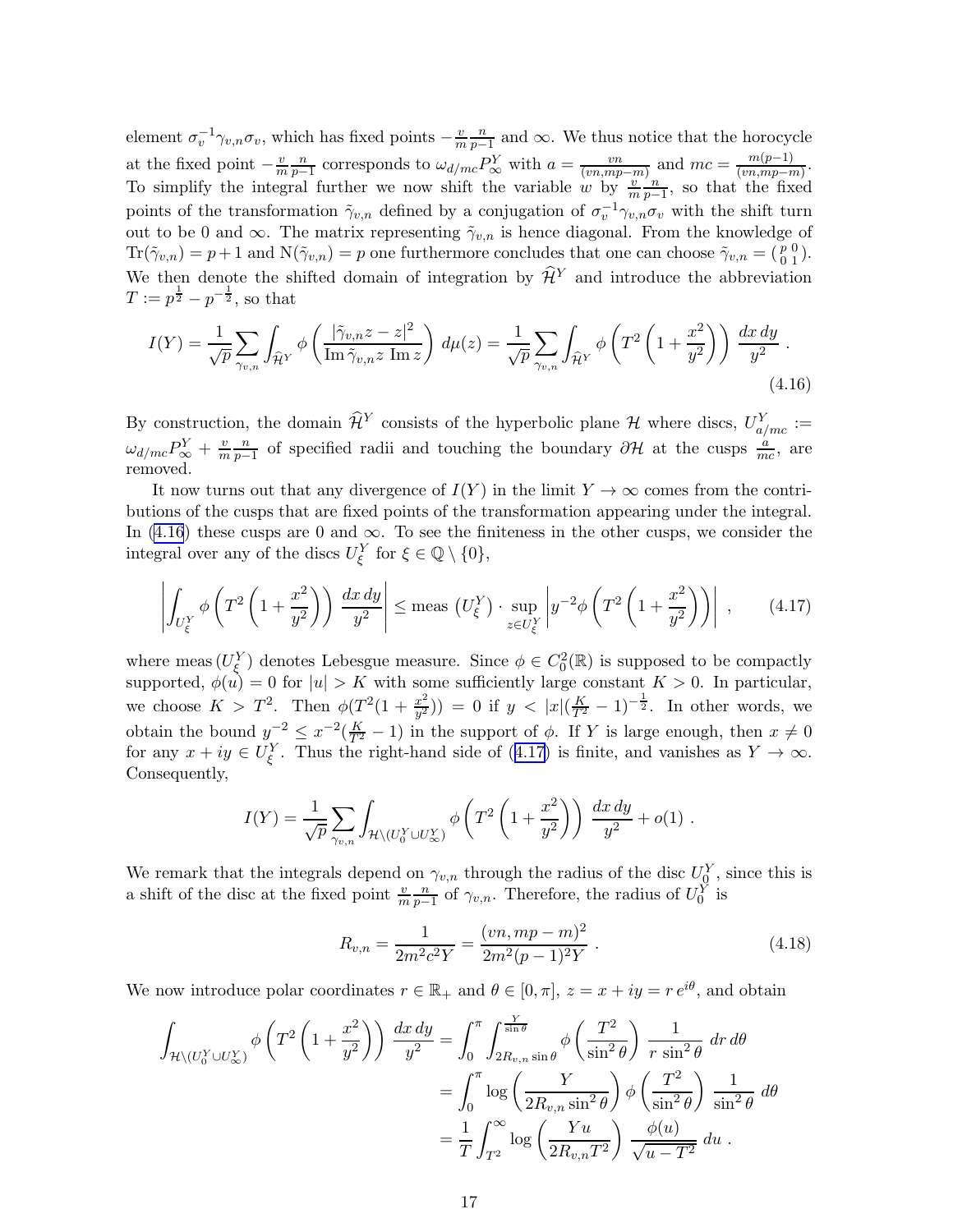element $\sigma_v^{-1}\gamma_{v,n}\sigma_v$, which has fixed points $-\frac{v}{m}\frac{n}{p-1}$ and $\infty$. We thus notice that the horocycle at the fixed point $-\frac{v}{m}\frac{n}{p-1}$ corresponds to $\omega_{d/mc}P_\infty^Y$ with $a = \frac{vn}{(vn,mp-m)}$ and $mc = \frac{m(p-1)}{(vn,mp-m)}$. To simplify the integral further we now shift the variable $w$ by $\frac{v}{m}\frac{n}{p-1}$, so that the fixed points of the transformation $\tilde{\gamma}_{v,n}$ defined by a conjugation of $\sigma_v^{-1}\gamma_{v,n}\sigma_v$ with the shift turn out to be 0 and $\infty$. The matrix representing $\tilde{\gamma}_{v,n}$ is hence diagonal. From the knowledge of $\mathrm{Tr}(\tilde{\gamma}_{v,n}) = p+1$ and $\mathrm{N}(\tilde{\gamma}_{v,n}) = p$ one furthermore concludes that one can choose $\tilde{\gamma}_{v,n} = \left(\begin{smallmatrix} p & 0 \\ 0 & 1 \end{smallmatrix}\right)$. We then denote the shifted domain of integration by $\widehat{\mathcal{H}}^Y$ and introduce the abbreviation $T := p^{\frac{1}{2}} - p^{-\frac{1}{2}}$, so that

$$
I(Y) = \frac{1}{\sqrt{p}} \sum_{\gamma_{v,n}} \int_{\widehat{\mathcal{H}}^Y} \phi\left( \frac{|\tilde{\gamma}_{v,n} z - z|^2}{\mathrm{Im}\, \tilde{\gamma}_{v,n} z \; \mathrm{Im}\, z} \right) d\mu(z) = \frac{1}{\sqrt{p}} \sum_{\gamma_{v,n}} \int_{\widehat{\mathcal{H}}^Y} \phi\left( T^2 \left( 1 + \frac{x^2}{y^2} \right) \right) \frac{dx\, dy}{y^2} \; . \tag{4.16}
$$

By construction, the domain $\widehat{\mathcal{H}}^Y$ consists of the hyperbolic plane $\mathcal{H}$ where discs, $U_{a/mc}^Y := \omega_{d/mc}P_\infty^Y + \frac{v}{m}\frac{n}{p-1}$ of specified radii and touching the boundary $\partial\mathcal{H}$ at the cusps $\frac{a}{mc}$, are removed.

It now turns out that any divergence of $I(Y)$ in the limit $Y \to \infty$ comes from the contributions of the cusps that are fixed points of the transformation appearing under the integral. In (4.16) these cusps are 0 and $\infty$. To see the finiteness in the other cusps, we consider the integral over any of the discs $U_\xi^Y$ for $\xi \in \mathbb{Q} \setminus \{0\}$,

$$
\left| \int_{U_\xi^Y} \phi\left( T^2 \left( 1 + \frac{x^2}{y^2} \right) \right) \frac{dx\, dy}{y^2} \right| \leq \mathrm{meas}\left( U_\xi^Y \right) \cdot \sup_{z \in U_\xi^Y} \left| y^{-2} \phi\left( T^2 \left( 1 + \frac{x^2}{y^2} \right) \right) \right| \; , \tag{4.17}
$$

where $\mathrm{meas}\,(U_\xi^Y)$ denotes Lebesgue measure. Since $\phi \in C_0^2(\mathbb{R})$ is supposed to be compactly supported, $\phi(u) = 0$ for $|u| > K$ with some sufficiently large constant $K > 0$. In particular, we choose $K > T^2$. Then $\phi(T^2(1 + \frac{x^2}{y^2})) = 0$ if $y < |x|(\frac{K}{T^2} - 1)^{-\frac{1}{2}}$. In other words, we obtain the bound $y^{-2} \leq x^{-2}(\frac{K}{T^2} - 1)$ in the support of $\phi$. If $Y$ is large enough, then $x \neq 0$ for any $x + iy \in U_\xi^Y$. Thus the right-hand side of (4.17) is finite, and vanishes as $Y \to \infty$. Consequently,

$$
I(Y) = \frac{1}{\sqrt{p}} \sum_{\gamma_{v,n}} \int_{\mathcal{H} \setminus (U_0^Y \cup U_\infty^Y)} \phi\left( T^2 \left( 1 + \frac{x^2}{y^2} \right) \right) \frac{dx\, dy}{y^2} + o(1) \; .
$$

We remark that the integrals depend on $\gamma_{v,n}$ through the radius of the disc $U_0^Y$, since this is a shift of the disc at the fixed point $\frac{v}{m}\frac{n}{p-1}$ of $\gamma_{v,n}$. Therefore, the radius of $U_0^Y$ is

$$
R_{v,n} = \frac{1}{2m^2c^2Y} = \frac{(vn, mp-m)^2}{2m^2(p-1)^2 Y} \; . \tag{4.18}
$$

We now introduce polar coordinates $r \in \mathbb{R}_+$ and $\theta \in [0, \pi]$, $z = x + iy = r\, e^{i\theta}$, and obtain

$$
\begin{aligned}
\int_{\mathcal{H} \setminus (U_0^Y \cup U_\infty^Y)} \phi\left( T^2 \left( 1 + \frac{x^2}{y^2} \right) \right) \frac{dx\, dy}{y^2} &= \int_0^\pi \int_{2R_{v,n} \sin\theta}^{\frac{Y}{\sin\theta}} \phi\left( \frac{T^2}{\sin^2\theta} \right) \frac{1}{r\, \sin^2\theta}\, dr\, d\theta \\
&= \int_0^\pi \log\left( \frac{Y}{2R_{v,n} \sin^2\theta} \right) \phi\left( \frac{T^2}{\sin^2\theta} \right) \frac{1}{\sin^2\theta}\, d\theta \\
&= \frac{1}{T} \int_{T^2}^\infty \log\left( \frac{Yu}{2R_{v,n}T^2} \right) \frac{\phi(u)}{\sqrt{u - T^2}}\, du \; .
\end{aligned}
$$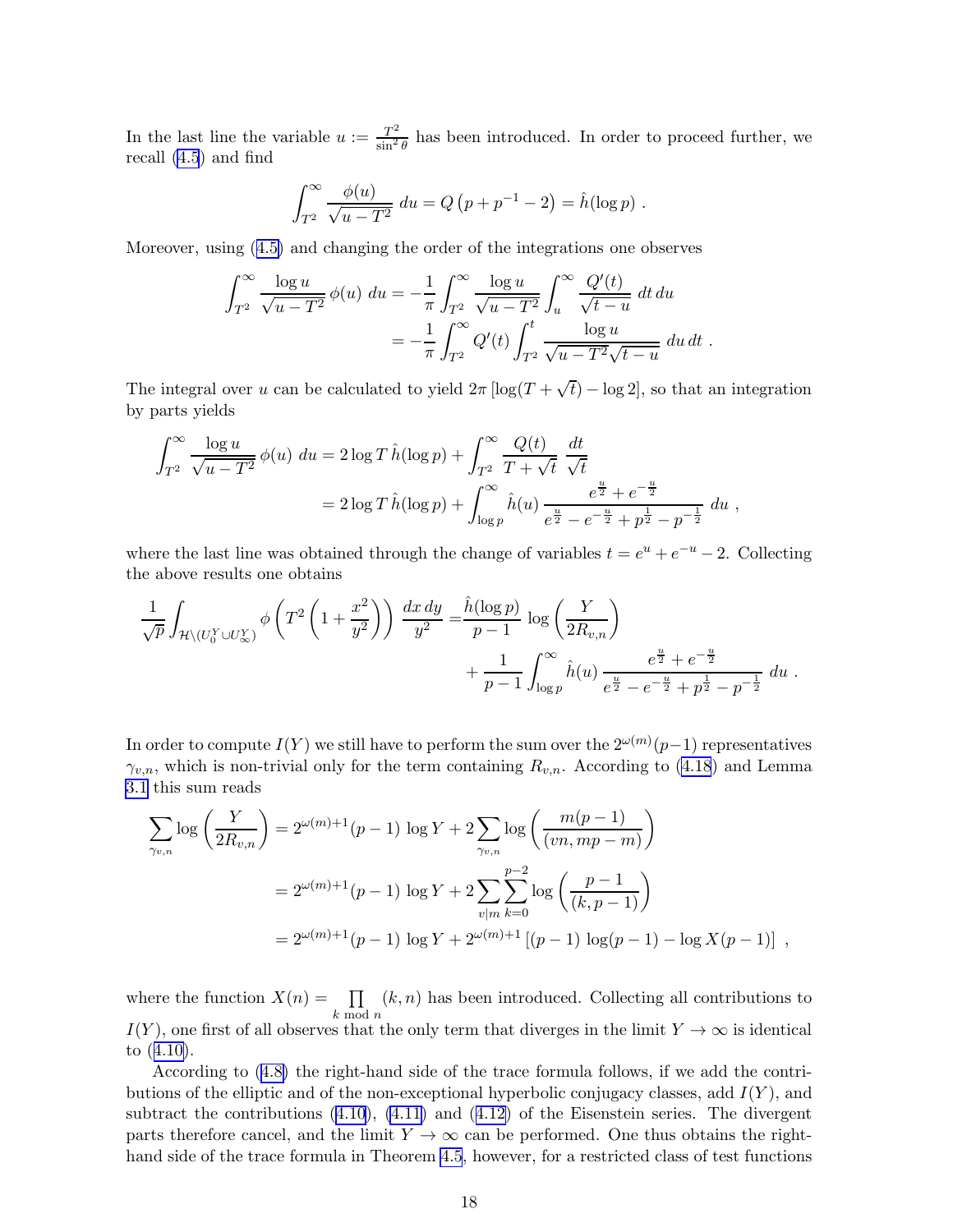In the last line the variable $u := \frac{T^2}{\sin^2\theta}$ has been introduced. In order to proceed further, we recall (4.5) and find

$$\int_{T^2}^{\infty} \frac{\phi(u)}{\sqrt{u-T^2}}\,du = Q\left(p+p^{-1}-2\right) = \hat{h}(\log p)\ .$$

Moreover, using (4.5) and changing the order of the integrations one observes

$$\begin{aligned}
\int_{T^2}^{\infty} \frac{\log u}{\sqrt{u-T^2}}\,\phi(u)\,du &= -\frac{1}{\pi}\int_{T^2}^{\infty} \frac{\log u}{\sqrt{u-T^2}} \int_{u}^{\infty} \frac{Q'(t)}{\sqrt{t-u}}\,dt\,du \\
&= -\frac{1}{\pi}\int_{T^2}^{\infty} Q'(t) \int_{T^2}^{t} \frac{\log u}{\sqrt{u-T^2}\sqrt{t-u}}\,du\,dt\ .
\end{aligned}$$

The integral over $u$ can be calculated to yield $2\pi\left[\log(T+\sqrt{t})-\log 2\right]$, so that an integration by parts yields

$$\begin{aligned}
\int_{T^2}^{\infty} \frac{\log u}{\sqrt{u-T^2}}\,\phi(u)\,du &= 2\log T\,\hat{h}(\log p) + \int_{T^2}^{\infty} \frac{Q(t)}{T+\sqrt{t}}\,\frac{dt}{\sqrt{t}} \\
&= 2\log T\,\hat{h}(\log p) + \int_{\log p}^{\infty} \hat{h}(u)\,\frac{e^{\frac{u}{2}}+e^{-\frac{u}{2}}}{e^{\frac{u}{2}}-e^{-\frac{u}{2}}+p^{\frac{1}{2}}-p^{-\frac{1}{2}}}\,du\ ,
\end{aligned}$$

where the last line was obtained through the change of variables $t = e^u + e^{-u} - 2$. Collecting the above results one obtains

$$\begin{aligned}
\frac{1}{\sqrt{p}}\int_{\mathcal{H}\setminus(U_0^Y\cup U_\infty^Y)} \phi\left(T^2\left(1+\frac{x^2}{y^2}\right)\right)\,\frac{dx\,dy}{y^2} =& \frac{\hat{h}(\log p)}{p-1}\,\log\left(\frac{Y}{2R_{v,n}}\right) \\
&+ \frac{1}{p-1}\int_{\log p}^{\infty} \hat{h}(u)\,\frac{e^{\frac{u}{2}}+e^{-\frac{u}{2}}}{e^{\frac{u}{2}}-e^{-\frac{u}{2}}+p^{\frac{1}{2}}-p^{-\frac{1}{2}}}\,du\ .
\end{aligned}$$

In order to compute $I(Y)$ we still have to perform the sum over the $2^{\omega(m)}(p-1)$ representatives $\gamma_{v,n}$, which is non-trivial only for the term containing $R_{v,n}$. According to (4.18) and Lemma 3.1 this sum reads

$$\begin{aligned}
\sum_{\gamma_{v,n}} \log\left(\frac{Y}{2R_{v,n}}\right) &= 2^{\omega(m)+1}(p-1)\,\log Y + 2\sum_{\gamma_{v,n}} \log\left(\frac{m(p-1)}{(vn, mp-m)}\right) \\
&= 2^{\omega(m)+1}(p-1)\,\log Y + 2\sum_{v|m}\sum_{k=0}^{p-2} \log\left(\frac{p-1}{(k,p-1)}\right) \\
&= 2^{\omega(m)+1}(p-1)\,\log Y + 2^{\omega(m)+1}\left[(p-1)\,\log(p-1) - \log X(p-1)\right]\ ,
\end{aligned}$$

where the function $X(n) = \prod_{k \bmod n} (k,n)$ has been introduced. Collecting all contributions to $I(Y)$, one first of all observes that the only term that diverges in the limit $Y\to\infty$ is identical to (4.10).

According to (4.8) the right-hand side of the trace formula follows, if we add the contributions of the elliptic and of the non-exceptional hyperbolic conjugacy classes, add $I(Y)$, and subtract the contributions (4.10), (4.11) and (4.12) of the Eisenstein series. The divergent parts therefore cancel, and the limit $Y\to\infty$ can be performed. One thus obtains the right-hand side of the trace formula in Theorem 4.5, however, for a restricted class of test functions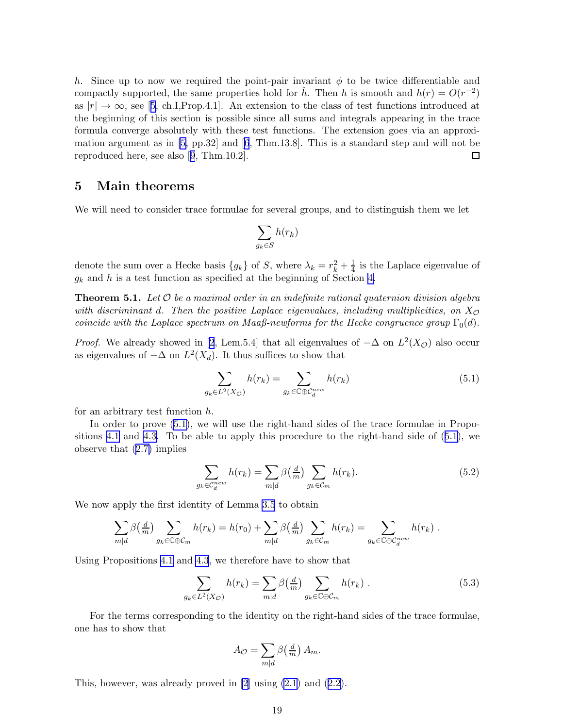$h$. Since up to now we required the point-pair invariant $\phi$ to be twice differentiable and compactly supported, the same properties hold for $\hat{h}$. Then $h$ is smooth and $h(r) = O(r^{-2})$ as $|r| \to \infty$, see [5, ch.I,Prop.4.1]. An extension to the class of test functions introduced at the beginning of this section is possible since all sums and integrals appearing in the trace formula converge absolutely with these test functions. The extension goes via an approximation argument as in [5, pp.32] and [6, Thm.13.8]. This is a standard step and will not be reproduced here, see also [9, Thm.10.2]. □

## 5 Main theorems

We will need to consider trace formulae for several groups, and to distinguish them we let

$$\sum_{g_k \in S} h(r_k)$$

denote the sum over a Hecke basis $\{g_k\}$ of $S$, where $\lambda_k = r_k^2 + \frac{1}{4}$ is the Laplace eigenvalue of $g_k$ and $h$ is a test function as specified at the beginning of Section 4.

**Theorem 5.1.** *Let $\mathcal{O}$ be a maximal order in an indefinite rational quaternion division algebra with discriminant $d$. Then the positive Laplace eigenvalues, including multiplicities, on $X_{\mathcal{O}}$ coincide with the Laplace spectrum on Maaß-newforms for the Hecke congruence group $\Gamma_0(d)$.*

*Proof.* We already showed in [2, Lem.5.4] that all eigenvalues of $-\Delta$ on $L^2(X_{\mathcal{O}})$ also occur as eigenvalues of $-\Delta$ on $L^2(X_d)$. It thus suffices to show that

$$\sum_{g_k \in L^2(X_{\mathcal{O}})} h(r_k) = \sum_{g_k \in \mathbb{C} \oplus \mathcal{C}_d^{new}} h(r_k) \tag{5.1}$$

for an arbitrary test function $h$.

In order to prove (5.1), we will use the right-hand sides of the trace formulae in Propositions 4.1 and 4.3. To be able to apply this procedure to the right-hand side of (5.1), we observe that (2.7) implies

$$\sum_{g_k \in \mathcal{C}_d^{new}} h(r_k) = \sum_{m|d} \beta\big(\tfrac{d}{m}\big) \sum_{g_k \in \mathcal{C}_m} h(r_k). \tag{5.2}$$

We now apply the first identity of Lemma 3.5 to obtain

$$\sum_{m|d} \beta\big(\tfrac{d}{m}\big) \sum_{g_k \in \mathbb{C} \oplus \mathcal{C}_m} h(r_k) = h(r_0) + \sum_{m|d} \beta\big(\tfrac{d}{m}\big) \sum_{g_k \in \mathcal{C}_m} h(r_k) = \sum_{g_k \in \mathbb{C} \oplus \mathcal{C}_d^{new}} h(r_k) \ .$$

Using Propositions 4.1 and 4.3, we therefore have to show that

$$\sum_{g_k \in L^2(X_{\mathcal{O}})} h(r_k) = \sum_{m|d} \beta\big(\tfrac{d}{m}\big) \sum_{g_k \in \mathbb{C} \oplus \mathcal{C}_m} h(r_k) \ . \tag{5.3}$$

For the terms corresponding to the identity on the right-hand sides of the trace formulae, one has to show that

$$A_{\mathcal{O}} = \sum_{m|d} \beta\big(\tfrac{d}{m}\big) A_m.$$

This, however, was already proved in [2] using (2.1) and (2.2).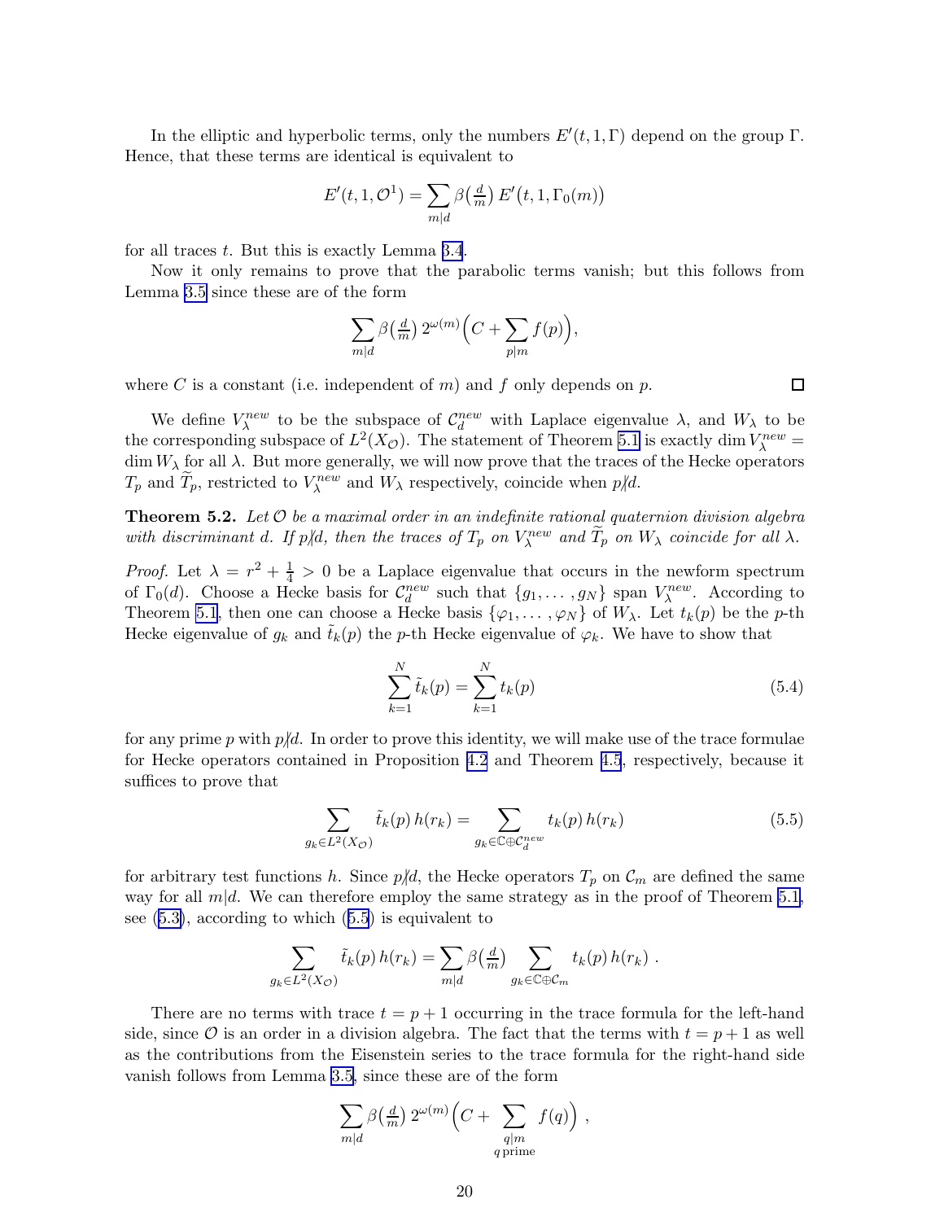In the elliptic and hyperbolic terms, only the numbers $E'(t,1,\Gamma)$ depend on the group $\Gamma$. Hence, that these terms are identical is equivalent to

$$E'(t,1,\mathcal{O}^1) = \sum_{m|d} \beta\big(\tfrac{d}{m}\big)\, E'\big(t,1,\Gamma_0(m)\big)$$

for all traces $t$. But this is exactly Lemma 3.4.

Now it only remains to prove that the parabolic terms vanish; but this follows from Lemma 3.5 since these are of the form

$$\sum_{m|d} \beta\big(\tfrac{d}{m}\big)\, 2^{\omega(m)} \Big( C + \sum_{p|m} f(p) \Big),$$

where $C$ is a constant (i.e. independent of $m$) and $f$ only depends on $p$. $\square$

We define $V_\lambda^{new}$ to be the subspace of $\mathcal{C}_d^{new}$ with Laplace eigenvalue $\lambda$, and $W_\lambda$ to be the corresponding subspace of $L^2(X_\mathcal{O})$. The statement of Theorem 5.1 is exactly $\dim V_\lambda^{new} = \dim W_\lambda$ for all $\lambda$. But more generally, we will now prove that the traces of the Hecke operators $T_p$ and $\widetilde{T}_p$, restricted to $V_\lambda^{new}$ and $W_\lambda$ respectively, coincide when $p \nmid d$.

**Theorem 5.2.** *Let $\mathcal{O}$ be a maximal order in an indefinite rational quaternion division algebra with discriminant $d$. If $p \nmid d$, then the traces of $T_p$ on $V_\lambda^{new}$ and $\widetilde{T}_p$ on $W_\lambda$ coincide for all $\lambda$.*

*Proof.* Let $\lambda = r^2 + \frac{1}{4} > 0$ be a Laplace eigenvalue that occurs in the newform spectrum of $\Gamma_0(d)$. Choose a Hecke basis for $\mathcal{C}_d^{new}$ such that $\{g_1, \ldots, g_N\}$ span $V_\lambda^{new}$. According to Theorem 5.1, then one can choose a Hecke basis $\{\varphi_1, \ldots, \varphi_N\}$ of $W_\lambda$. Let $t_k(p)$ be the $p$-th Hecke eigenvalue of $g_k$ and $\tilde{t}_k(p)$ the $p$-th Hecke eigenvalue of $\varphi_k$. We have to show that

$$\sum_{k=1}^{N} \tilde{t}_k(p) = \sum_{k=1}^{N} t_k(p) \tag{5.4}$$

for any prime $p$ with $p \nmid d$. In order to prove this identity, we will make use of the trace formulae for Hecke operators contained in Proposition 4.2 and Theorem 4.5, respectively, because it suffices to prove that

$$\sum_{g_k \in L^2(X_\mathcal{O})} \tilde{t}_k(p)\, h(r_k) = \sum_{g_k \in \mathbb{C} \oplus \mathcal{C}_d^{new}} t_k(p)\, h(r_k) \tag{5.5}$$

for arbitrary test functions $h$. Since $p \nmid d$, the Hecke operators $T_p$ on $\mathcal{C}_m$ are defined the same way for all $m|d$. We can therefore employ the same strategy as in the proof of Theorem 5.1, see (5.3), according to which (5.5) is equivalent to

$$\sum_{g_k \in L^2(X_\mathcal{O})} \tilde{t}_k(p)\, h(r_k) = \sum_{m|d} \beta\big(\tfrac{d}{m}\big) \sum_{g_k \in \mathbb{C} \oplus \mathcal{C}_m} t_k(p)\, h(r_k)\ .$$

There are no terms with trace $t = p+1$ occurring in the trace formula for the left-hand side, since $\mathcal{O}$ is an order in a division algebra. The fact that the terms with $t = p+1$ as well as the contributions from the Eisenstein series to the trace formula for the right-hand side vanish follows from Lemma 3.5, since these are of the form

$$\sum_{m|d} \beta\big(\tfrac{d}{m}\big)\, 2^{\omega(m)} \Big( C + \sum_{\substack{q|m \\ q\,\text{prime}}} f(q) \Big)\ ,$$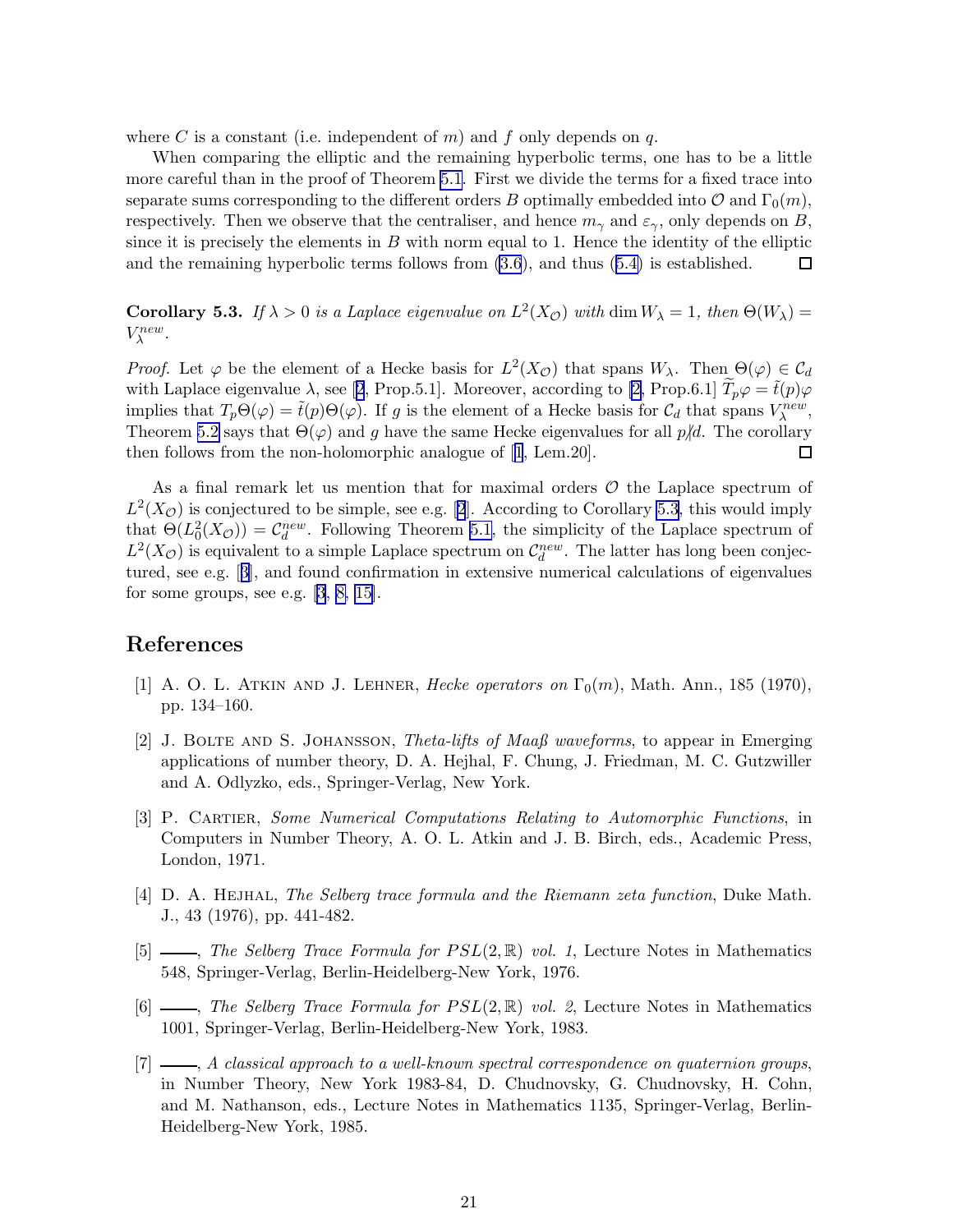where $C$ is a constant (i.e. independent of $m$) and $f$ only depends on $q$.

When comparing the elliptic and the remaining hyperbolic terms, one has to be a little more careful than in the proof of Theorem 5.1. First we divide the terms for a fixed trace into separate sums corresponding to the different orders $B$ optimally embedded into $\mathcal{O}$ and $\Gamma_0(m)$, respectively. Then we observe that the centraliser, and hence $m_\gamma$ and $\varepsilon_\gamma$, only depends on $B$, since it is precisely the elements in $B$ with norm equal to 1. Hence the identity of the elliptic and the remaining hyperbolic terms follows from (3.6), and thus (5.4) is established. □

**Corollary 5.3.** *If $\lambda > 0$ is a Laplace eigenvalue on $L^2(X_\mathcal{O})$ with $\dim W_\lambda = 1$, then $\Theta(W_\lambda) = V_\lambda^{new}$.*

*Proof.* Let $\varphi$ be the element of a Hecke basis for $L^2(X_\mathcal{O})$ that spans $W_\lambda$. Then $\Theta(\varphi) \in \mathcal{C}_d$ with Laplace eigenvalue $\lambda$, see [2, Prop.5.1]. Moreover, according to [2, Prop.6.1] $\widetilde{T}_p\varphi = \tilde{t}(p)\varphi$ implies that $T_p\Theta(\varphi) = \tilde{t}(p)\Theta(\varphi)$. If $g$ is the element of a Hecke basis for $\mathcal{C}_d$ that spans $V_\lambda^{new}$, Theorem 5.2 says that $\Theta(\varphi)$ and $g$ have the same Hecke eigenvalues for all $p \nmid d$. The corollary then follows from the non-holomorphic analogue of [1, Lem.20]. □

As a final remark let us mention that for maximal orders $\mathcal{O}$ the Laplace spectrum of $L^2(X_\mathcal{O})$ is conjectured to be simple, see e.g. [2]. According to Corollary 5.3, this would imply that $\Theta(L_0^2(X_\mathcal{O})) = \mathcal{C}_d^{new}$. Following Theorem 5.1, the simplicity of the Laplace spectrum of $L^2(X_\mathcal{O})$ is equivalent to a simple Laplace spectrum on $\mathcal{C}_d^{new}$. The latter has long been conjectured, see e.g. [3], and found confirmation in extensive numerical calculations of eigenvalues for some groups, see e.g. [3, 8, 15].

# References

[1] A. O. L. Atkin and J. Lehner, *Hecke operators on $\Gamma_0(m)$*, Math. Ann., 185 (1970), pp. 134–160.

[2] J. Bolte and S. Johansson, *Theta-lifts of Maaß waveforms*, to appear in Emerging applications of number theory, D. A. Hejhal, F. Chung, J. Friedman, M. C. Gutzwiller and A. Odlyzko, eds., Springer-Verlag, New York.

[3] P. Cartier, *Some Numerical Computations Relating to Automorphic Functions*, in Computers in Number Theory, A. O. L. Atkin and J. B. Birch, eds., Academic Press, London, 1971.

[4] D. A. Hejhal, *The Selberg trace formula and the Riemann zeta function*, Duke Math. J., 43 (1976), pp. 441-482.

[5] ——, *The Selberg Trace Formula for $PSL(2,\mathbb{R})$ vol. 1*, Lecture Notes in Mathematics 548, Springer-Verlag, Berlin-Heidelberg-New York, 1976.

[6] ——, *The Selberg Trace Formula for $PSL(2,\mathbb{R})$ vol. 2*, Lecture Notes in Mathematics 1001, Springer-Verlag, Berlin-Heidelberg-New York, 1983.

[7] ——, *A classical approach to a well-known spectral correspondence on quaternion groups*, in Number Theory, New York 1983-84, D. Chudnovsky, G. Chudnovsky, H. Cohn, and M. Nathanson, eds., Lecture Notes in Mathematics 1135, Springer-Verlag, Berlin-Heidelberg-New York, 1985.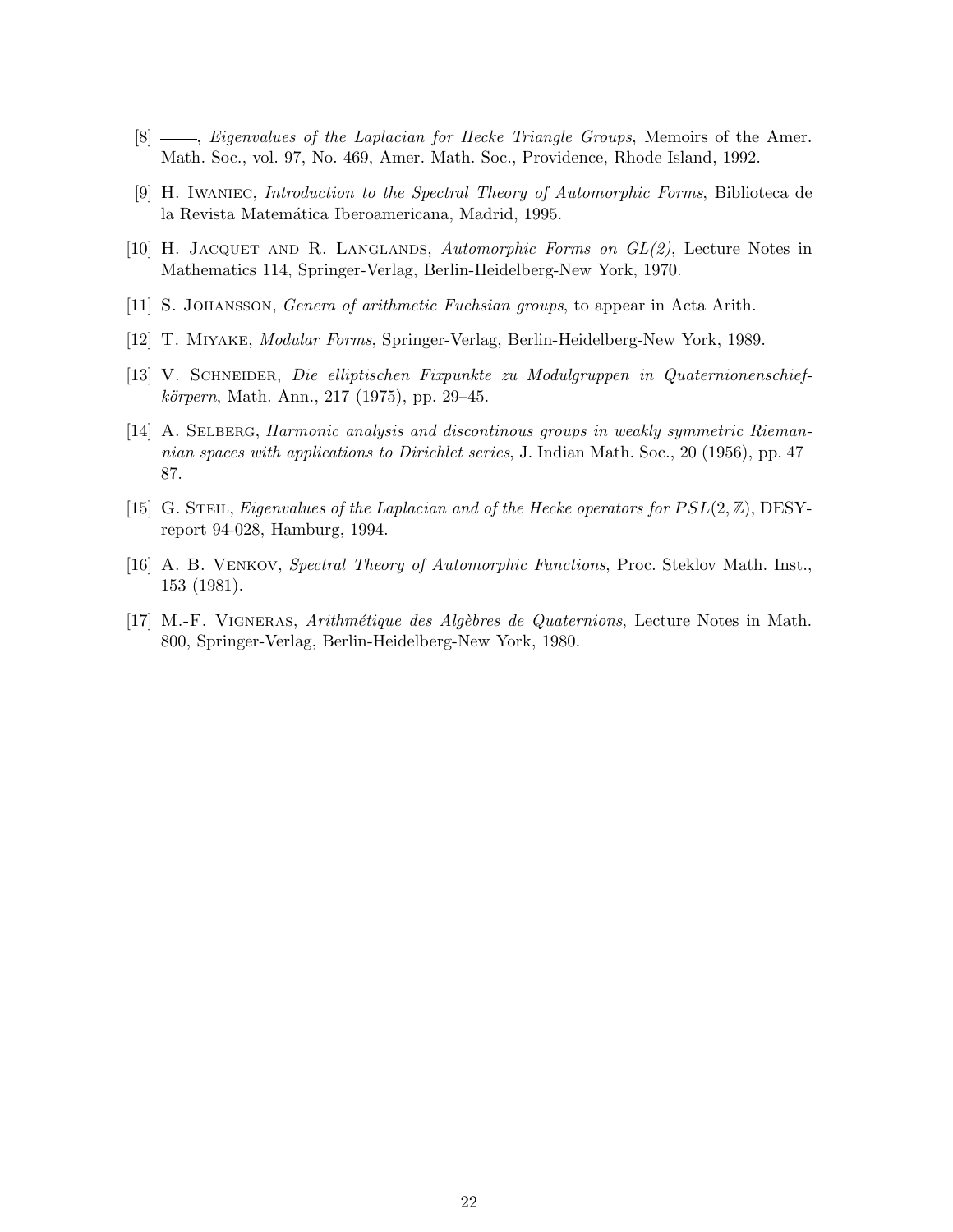[8] ——, *Eigenvalues of the Laplacian for Hecke Triangle Groups*, Memoirs of the Amer. Math. Soc., vol. 97, No. 469, Amer. Math. Soc., Providence, Rhode Island, 1992.

[9] H. Iwaniec, *Introduction to the Spectral Theory of Automorphic Forms*, Biblioteca de la Revista Matemática Iberoamericana, Madrid, 1995.

[10] H. Jacquet and R. Langlands, *Automorphic Forms on GL(2)*, Lecture Notes in Mathematics 114, Springer-Verlag, Berlin-Heidelberg-New York, 1970.

[11] S. Johansson, *Genera of arithmetic Fuchsian groups*, to appear in Acta Arith.

[12] T. Miyake, *Modular Forms*, Springer-Verlag, Berlin-Heidelberg-New York, 1989.

[13] V. Schneider, *Die elliptischen Fixpunkte zu Modulgruppen in Quaternionenschiefkörpern*, Math. Ann., 217 (1975), pp. 29–45.

[14] A. Selberg, *Harmonic analysis and discontinous groups in weakly symmetric Riemannian spaces with applications to Dirichlet series*, J. Indian Math. Soc., 20 (1956), pp. 47–87.

[15] G. Steil, *Eigenvalues of the Laplacian and of the Hecke operators for $PSL(2,\mathbb{Z})$*, DESY-report 94-028, Hamburg, 1994.

[16] A. B. Venkov, *Spectral Theory of Automorphic Functions*, Proc. Steklov Math. Inst., 153 (1981).

[17] M.-F. Vigneras, *Arithmétique des Algèbres de Quaternions*, Lecture Notes in Math. 800, Springer-Verlag, Berlin-Heidelberg-New York, 1980.